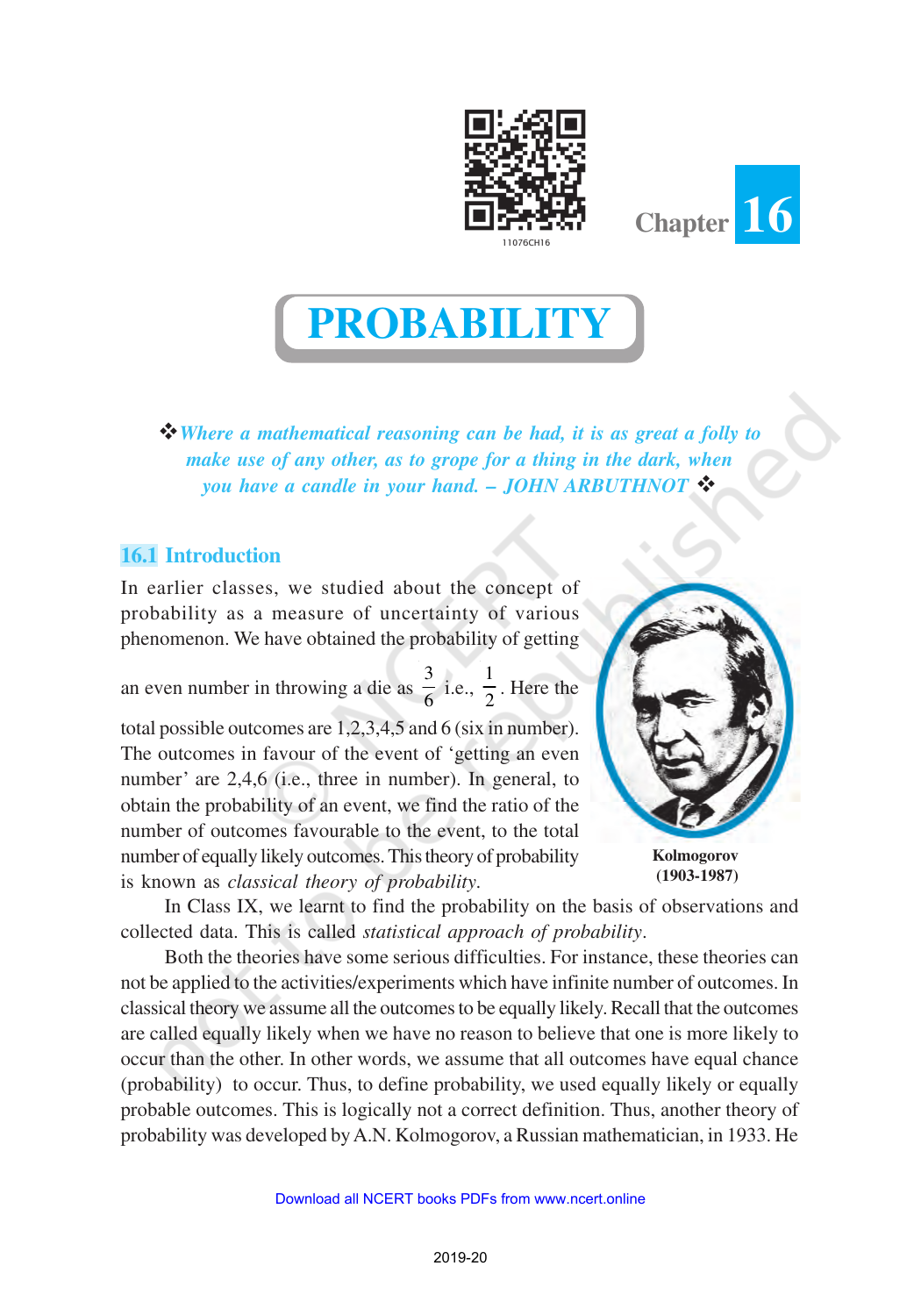Chapter 16

# PROBABILITY

❖ *Where a mathematical reasoning can be had, it is as great a folly to make use of any other, as to grope for a thing in the dark, when you have a candle in your hand. – JOHN ARBUTHNOT* ❖

## 16.1 Introduction

In earlier classes, we studied about the concept of probability as a measure of uncertainty of various phenomenon. We have obtained the probability of getting an even number in throwing a die as $\frac{3}{6}$ i.e., $\frac{1}{2}$. Here the total possible outcomes are 1,2,3,4,5 and 6 (six in number). The outcomes in favour of the event of 'getting an even number' are 2,4,6 (i.e., three in number). In general, to obtain the probability of an event, we find the ratio of the number of outcomes favourable to the event, to the total number of equally likely outcomes. This theory of probability is known as *classical theory of probability*.

**Kolmogorov (1903-1987)**

In Class IX, we learnt to find the probability on the basis of observations and collected data. This is called *statistical approach of probability*.

Both the theories have some serious difficulties. For instance, these theories can not be applied to the activities/experiments which have infinite number of outcomes. In classical theory we assume all the outcomes to be equally likely. Recall that the outcomes are called equally likely when we have no reason to believe that one is more likely to occur than the other. In other words, we assume that all outcomes have equal chance (probability) to occur. Thus, to define probability, we used equally likely or equally probable outcomes. This is logically not a correct definition. Thus, another theory of probability was developed by A.N. Kolmogorov, a Russian mathematician, in 1933. He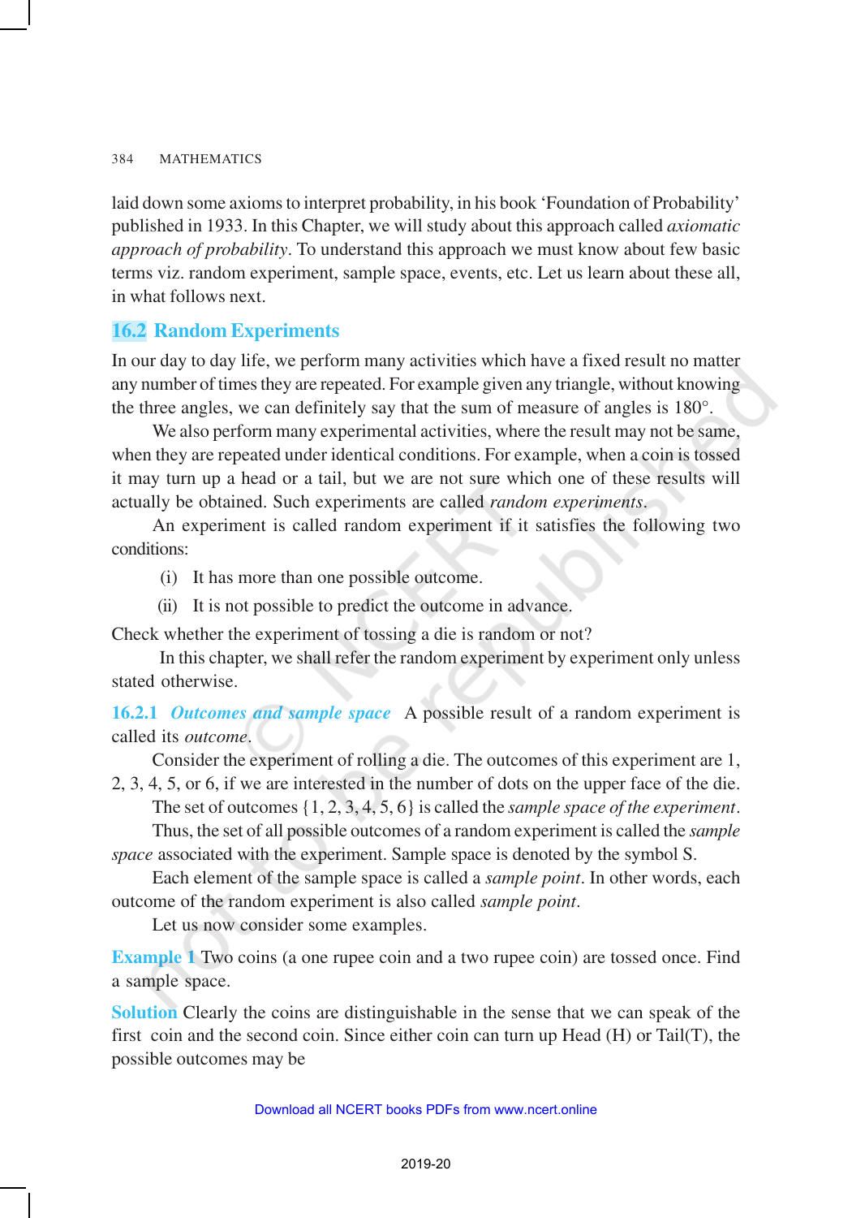laid down some axioms to interpret probability, in his book 'Foundation of Probability' published in 1933. In this Chapter, we will study about this approach called *axiomatic approach of probability*. To understand this approach we must know about few basic terms viz. random experiment, sample space, events, etc. Let us learn about these all, in what follows next.

## 16.2 Random Experiments

In our day to day life, we perform many activities which have a fixed result no matter any number of times they are repeated. For example given any triangle, without knowing the three angles, we can definitely say that the sum of measure of angles is 180°.

We also perform many experimental activities, where the result may not be same, when they are repeated under identical conditions. For example, when a coin is tossed it may turn up a head or a tail, but we are not sure which one of these results will actually be obtained. Such experiments are called *random experiments*.

An experiment is called random experiment if it satisfies the following two conditions:

(i) It has more than one possible outcome.

(ii) It is not possible to predict the outcome in advance.

Check whether the experiment of tossing a die is random or not?

In this chapter, we shall refer the random experiment by experiment only unless stated otherwise.

### 16.2.1 *Outcomes and sample space*

A possible result of a random experiment is called its *outcome*.

Consider the experiment of rolling a die. The outcomes of this experiment are 1, 2, 3, 4, 5, or 6, if we are interested in the number of dots on the upper face of the die.

The set of outcomes $\{1, 2, 3, 4, 5, 6\}$ is called the *sample space of the experiment*.

Thus, the set of all possible outcomes of a random experiment is called the *sample space* associated with the experiment. Sample space is denoted by the symbol S.

Each element of the sample space is called a *sample point*. In other words, each outcome of the random experiment is also called *sample point*.

Let us now consider some examples.

**Example 1** Two coins (a one rupee coin and a two rupee coin) are tossed once. Find a sample space.

**Solution** Clearly the coins are distinguishable in the sense that we can speak of the first coin and the second coin. Since either coin can turn up Head (H) or Tail(T), the possible outcomes may be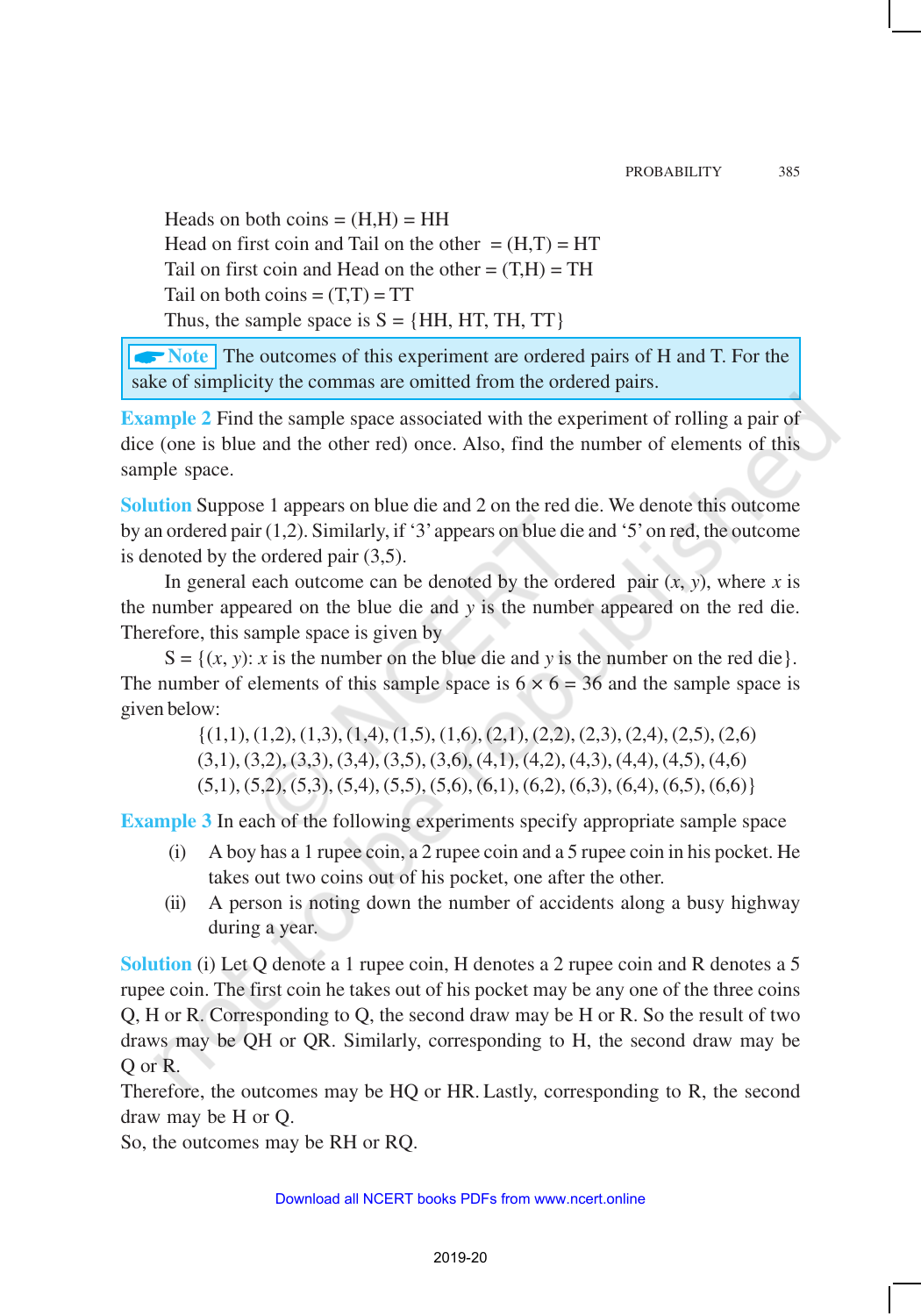Heads on both coins = (H,H) = HH

Head on first coin and Tail on the other = (H,T) = HT

Tail on first coin and Head on the other = (T,H) = TH

Tail on both coins = (T,T) = TT

Thus, the sample space is S = {HH, HT, TH, TT}

> **Note** The outcomes of this experiment are ordered pairs of H and T. For the sake of simplicity the commas are omitted from the ordered pairs.

**Example 2** Find the sample space associated with the experiment of rolling a pair of dice (one is blue and the other red) once. Also, find the number of elements of this sample space.

**Solution** Suppose 1 appears on blue die and 2 on the red die. We denote this outcome by an ordered pair (1,2). Similarly, if '3' appears on blue die and '5' on red, the outcome is denoted by the ordered pair (3,5).

In general each outcome can be denoted by the ordered pair $(x, y)$, where $x$ is the number appeared on the blue die and $y$ is the number appeared on the red die. Therefore, this sample space is given by

S = $\{(x, y)$: $x$ is the number on the blue die and $y$ is the number on the red die$\}$.

The number of elements of this sample space is $6 \times 6 = 36$ and the sample space is given below:

$$\{(1,1), (1,2), (1,3), (1,4), (1,5), (1,6), (2,1), (2,2), (2,3), (2,4), (2,5), (2,6)$$
$$(3,1), (3,2), (3,3), (3,4), (3,5), (3,6), (4,1), (4,2), (4,3), (4,4), (4,5), (4,6)$$
$$(5,1), (5,2), (5,3), (5,4), (5,5), (5,6), (6,1), (6,2), (6,3), (6,4), (6,5), (6,6)\}$$

**Example 3** In each of the following experiments specify appropriate sample space

(i) A boy has a 1 rupee coin, a 2 rupee coin and a 5 rupee coin in his pocket. He takes out two coins out of his pocket, one after the other.

(ii) A person is noting down the number of accidents along a busy highway during a year.

**Solution** (i) Let Q denote a 1 rupee coin, H denotes a 2 rupee coin and R denotes a 5 rupee coin. The first coin he takes out of his pocket may be any one of the three coins Q, H or R. Corresponding to Q, the second draw may be H or R. So the result of two draws may be QH or QR. Similarly, corresponding to H, the second draw may be Q or R.

Therefore, the outcomes may be HQ or HR. Lastly, corresponding to R, the second draw may be H or Q.

So, the outcomes may be RH or RQ.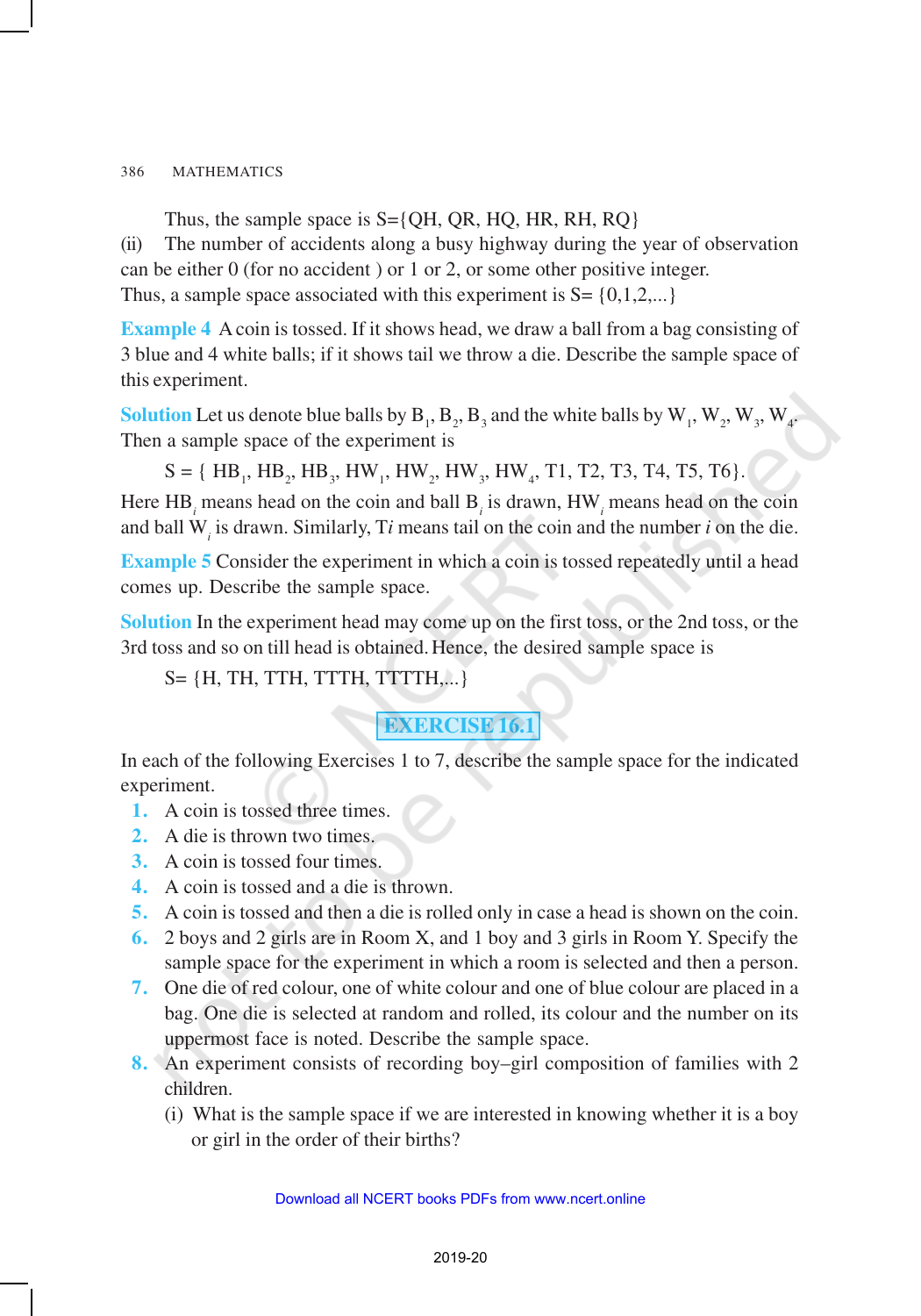Thus, the sample space is S={QH, QR, HQ, HR, RH, RQ}

(ii) The number of accidents along a busy highway during the year of observation can be either 0 (for no accident ) or 1 or 2, or some other positive integer.

Thus, a sample space associated with this experiment is S= {0,1,2,...}

**Example 4** A coin is tossed. If it shows head, we draw a ball from a bag consisting of 3 blue and 4 white balls; if it shows tail we throw a die. Describe the sample space of this experiment.

**Solution** Let us denote blue balls by $B_1$, $B_2$, $B_3$ and the white balls by $W_1$, $W_2$, $W_3$, $W_4$. Then a sample space of the experiment is

$$S = \{ HB_1, HB_2, HB_3, HW_1, HW_2, HW_3, HW_4, T1, T2, T3, T4, T5, T6\}.$$

Here $HB_i$ means head on the coin and ball $B_i$ is drawn, $HW_i$ means head on the coin and ball $W_i$ is drawn. Similarly, T$i$ means tail on the coin and the number $i$ on the die.

**Example 5** Consider the experiment in which a coin is tossed repeatedly until a head comes up. Describe the sample space.

**Solution** In the experiment head may come up on the first toss, or the 2nd toss, or the 3rd toss and so on till head is obtained. Hence, the desired sample space is

S= {H, TH, TTH, TTTH, TTTTH,...}

## EXERCISE 16.1

In each of the following Exercises 1 to 7, describe the sample space for the indicated experiment.

1. A coin is tossed three times.
2. A die is thrown two times.
3. A coin is tossed four times.
4. A coin is tossed and a die is thrown.
5. A coin is tossed and then a die is rolled only in case a head is shown on the coin.
6. 2 boys and 2 girls are in Room X, and 1 boy and 3 girls in Room Y. Specify the sample space for the experiment in which a room is selected and then a person.
7. One die of red colour, one of white colour and one of blue colour are placed in a bag. One die is selected at random and rolled, its colour and the number on its uppermost face is noted. Describe the sample space.
8. An experiment consists of recording boy–girl composition of families with 2 children.
   (i) What is the sample space if we are interested in knowing whether it is a boy or girl in the order of their births?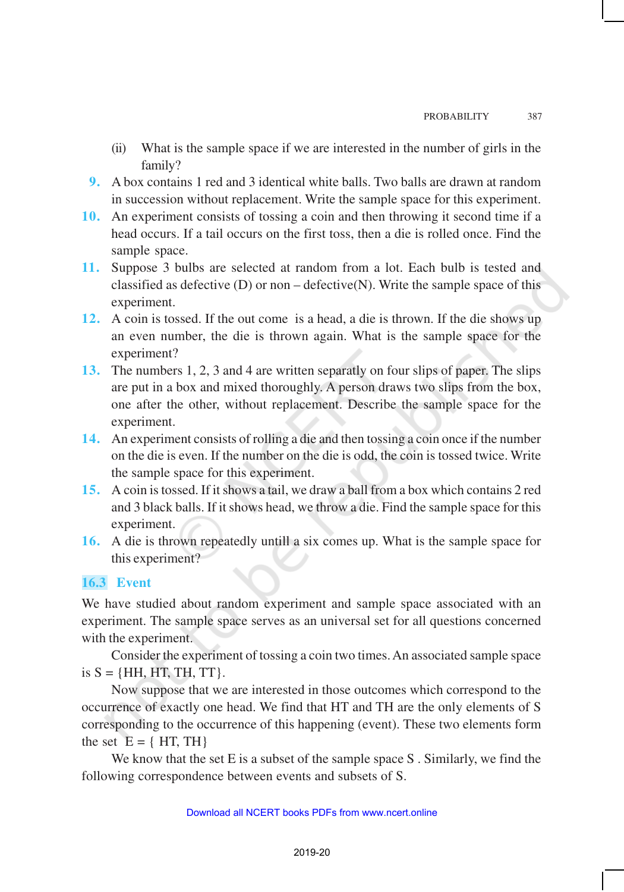(ii) What is the sample space if we are interested in the number of girls in the family?

**9.** A box contains 1 red and 3 identical white balls. Two balls are drawn at random in succession without replacement. Write the sample space for this experiment.

**10.** An experiment consists of tossing a coin and then throwing it second time if a head occurs. If a tail occurs on the first toss, then a die is rolled once. Find the sample space.

**11.** Suppose 3 bulbs are selected at random from a lot. Each bulb is tested and classified as defective (D) or non – defective(N). Write the sample space of this experiment.

**12.** A coin is tossed. If the out come is a head, a die is thrown. If the die shows up an even number, the die is thrown again. What is the sample space for the experiment?

**13.** The numbers 1, 2, 3 and 4 are written separatly on four slips of paper. The slips are put in a box and mixed thoroughly. A person draws two slips from the box, one after the other, without replacement. Describe the sample space for the experiment.

**14.** An experiment consists of rolling a die and then tossing a coin once if the number on the die is even. If the number on the die is odd, the coin is tossed twice. Write the sample space for this experiment.

**15.** A coin is tossed. If it shows a tail, we draw a ball from a box which contains 2 red and 3 black balls. If it shows head, we throw a die. Find the sample space for this experiment.

**16.** A die is thrown repeatedly untill a six comes up. What is the sample space for this experiment?

## 16.3 Event

We have studied about random experiment and sample space associated with an experiment. The sample space serves as an universal set for all questions concerned with the experiment.

Consider the experiment of tossing a coin two times. An associated sample space is S = {HH, HT, TH, TT}.

Now suppose that we are interested in those outcomes which correspond to the occurrence of exactly one head. We find that HT and TH are the only elements of S corresponding to the occurrence of this happening (event). These two elements form the set E = { HT, TH}

We know that the set E is a subset of the sample space S . Similarly, we find the following correspondence between events and subsets of S.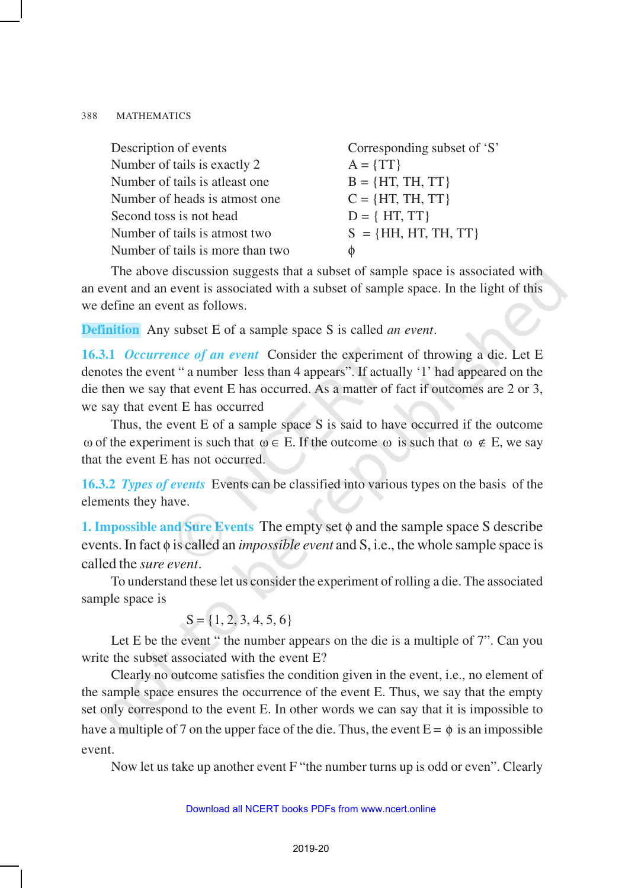| Description of events | Corresponding subset of 'S' |
| --- | --- |
| Number of tails is exactly 2 | A = {TT} |
| Number of tails is atleast one | B = {HT, TH, TT} |
| Number of heads is atmost one | C = {HT, TH, TT} |
| Second toss is not head | D = { HT, TT} |
| Number of tails is atmost two | S = {HH, HT, TH, TT} |
| Number of tails is more than two | $\phi$ |

The above discussion suggests that a subset of sample space is associated with an event and an event is associated with a subset of sample space. In the light of this we define an event as follows.

**Definition** Any subset E of a sample space S is called *an event*.

**16.3.1** ***Occurrence of an event*** Consider the experiment of throwing a die. Let E denotes the event " a number less than 4 appears". If actually '1' had appeared on the die then we say that event E has occurred. As a matter of fact if outcomes are 2 or 3, we say that event E has occurred

Thus, the event E of a sample space S is said to have occurred if the outcome $\omega$ of the experiment is such that $\omega \in$ E. If the outcome $\omega$ is such that $\omega \notin$ E, we say that the event E has not occurred.

**16.3.2** ***Types of events*** Events can be classified into various types on the basis of the elements they have.

**1. Impossible and Sure Events** The empty set $\phi$ and the sample space S describe events. In fact $\phi$ is called an *impossible event* and S, i.e., the whole sample space is called the *sure event*.

To understand these let us consider the experiment of rolling a die. The associated sample space is

$$S = \{1, 2, 3, 4, 5, 6\}$$

Let E be the event " the number appears on the die is a multiple of 7". Can you write the subset associated with the event E?

Clearly no outcome satisfies the condition given in the event, i.e., no element of the sample space ensures the occurrence of the event E. Thus, we say that the empty set only correspond to the event E. In other words we can say that it is impossible to have a multiple of 7 on the upper face of the die. Thus, the event E = $\phi$ is an impossible event.

Now let us take up another event F "the number turns up is odd or even". Clearly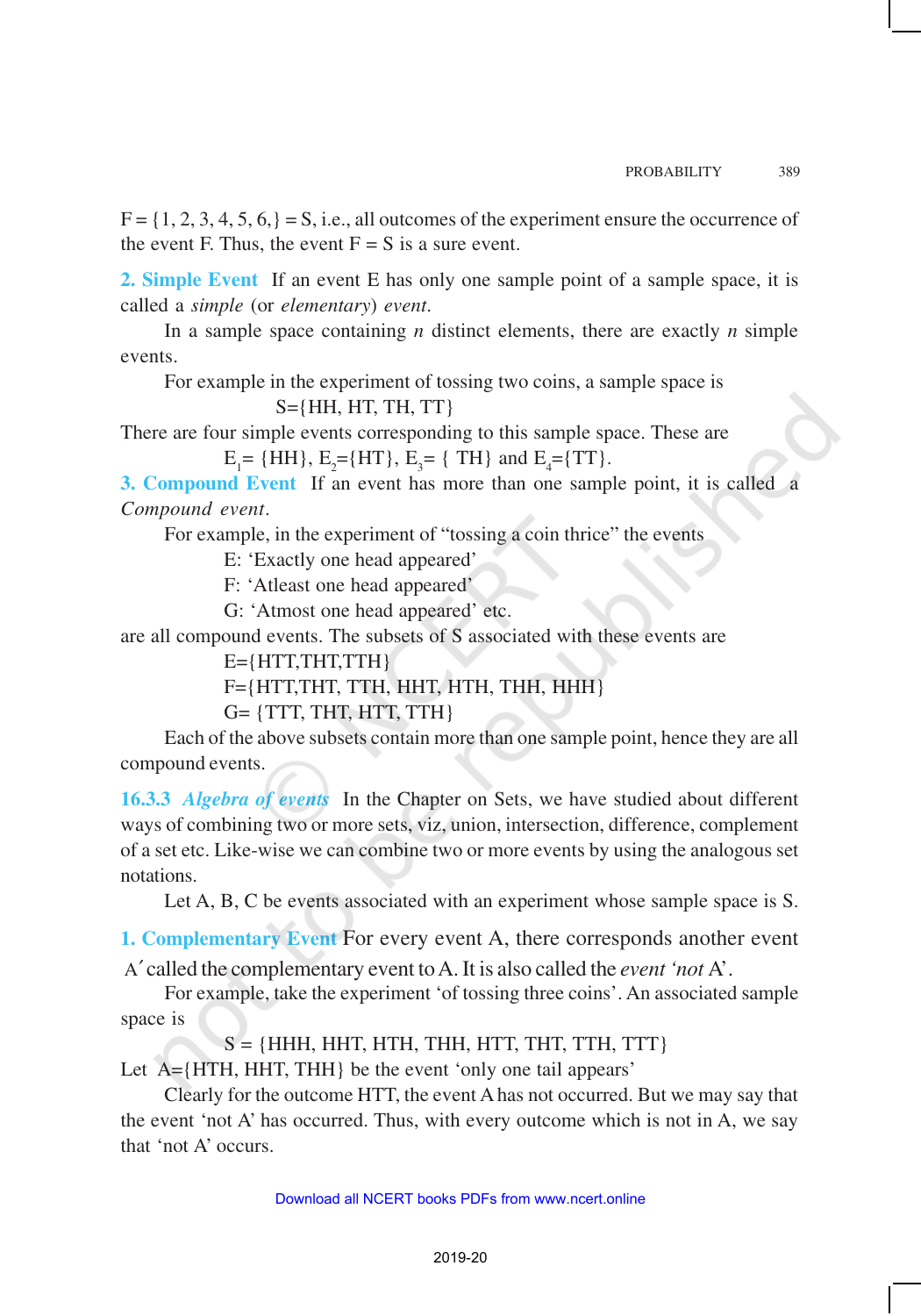F = {1, 2, 3, 4, 5, 6,} = S, i.e., all outcomes of the experiment ensure the occurrence of the event F. Thus, the event F = S is a sure event.

**2. Simple Event** If an event E has only one sample point of a sample space, it is called a *simple* (or *elementary*) *event*.

In a sample space containing *n* distinct elements, there are exactly *n* simple events.

For example in the experiment of tossing two coins, a sample space is

S={HH, HT, TH, TT}

There are four simple events corresponding to this sample space. These are

$E_1$= {HH}, $E_2$={HT}, $E_3$= { TH} and $E_4$={TT}.

**3. Compound Event** If an event has more than one sample point, it is called a *Compound event*.

For example, in the experiment of "tossing a coin thrice" the events

E: 'Exactly one head appeared'

F: 'Atleast one head appeared'

G: 'Atmost one head appeared' etc.

are all compound events. The subsets of S associated with these events are

E={HTT,THT,TTH}

F={HTT,THT, TTH, HHT, HTH, THH, HHH}

G= {TTT, THT, HTT, TTH}

Each of the above subsets contain more than one sample point, hence they are all compound events.

### 16.3.3 *Algebra of events*

In the Chapter on Sets, we have studied about different ways of combining two or more sets, viz, union, intersection, difference, complement of a set etc. Like-wise we can combine two or more events by using the analogous set notations.

Let A, B, C be events associated with an experiment whose sample space is S.

**1. Complementary Event** For every event A, there corresponds another event A′ called the complementary event to A. It is also called the *event 'not* A'.

For example, take the experiment 'of tossing three coins'. An associated sample space is

S = {HHH, HHT, HTH, THH, HTT, THT, TTH, TTT}

Let A={HTH, HHT, THH} be the event 'only one tail appears'

Clearly for the outcome HTT, the event A has not occurred. But we may say that the event 'not A' has occurred. Thus, with every outcome which is not in A, we say that 'not A' occurs.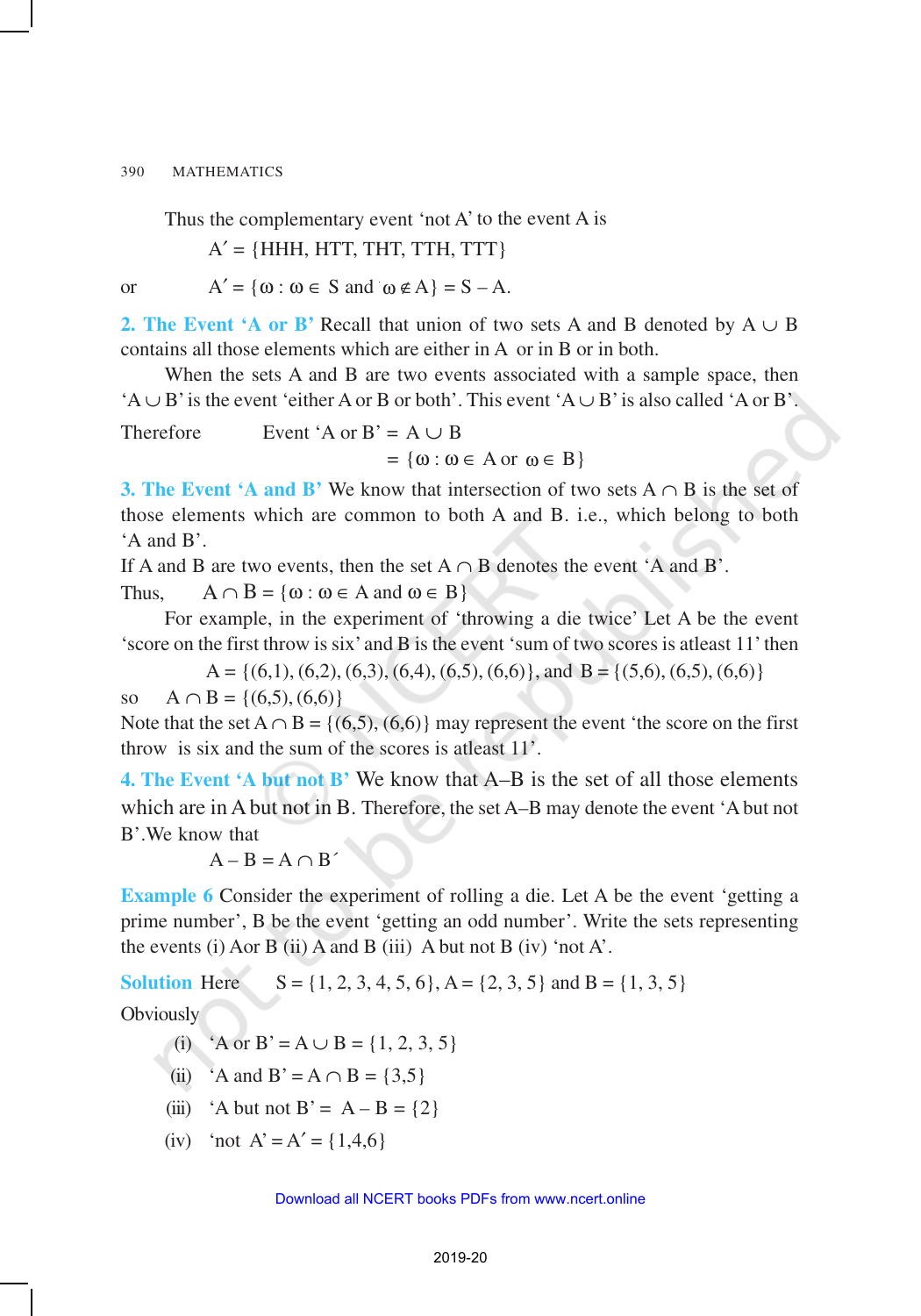Thus the complementary event 'not A' to the event A is

$$A' = \{HHH, HTT, THT, TTH, TTT\}$$

or $\quad A' = \{\omega : \omega \in S \text{ and } \omega \notin A\} = S - A.$

**2. The Event 'A or B'** Recall that union of two sets A and B denoted by $A \cup B$ contains all those elements which are either in A or in B or in both.

When the sets A and B are two events associated with a sample space, then '$A \cup B$' is the event 'either A or B or both'. This event '$A \cup B$' is also called 'A or B'.

Therefore $\quad$ Event 'A or B' $= A \cup B$

$$= \{\omega : \omega \in A \text{ or } \omega \in B\}$$

**3. The Event 'A and B'** We know that intersection of two sets $A \cap B$ is the set of those elements which are common to both A and B. i.e., which belong to both 'A and B'.

If A and B are two events, then the set $A \cap B$ denotes the event 'A and B'.

Thus, $\quad A \cap B = \{\omega : \omega \in A \text{ and } \omega \in B\}$

For example, in the experiment of 'throwing a die twice' Let A be the event 'score on the first throw is six' and B is the event 'sum of two scores is atleast 11' then

$$A = \{(6,1), (6,2), (6,3), (6,4), (6,5), (6,6)\}, \text{ and } B = \{(5,6), (6,5), (6,6)\}$$

so $\quad A \cap B = \{(6,5), (6,6)\}$

Note that the set $A \cap B = \{(6,5), (6,6)\}$ may represent the event 'the score on the first throw is six and the sum of the scores is atleast 11'.

**4. The Event 'A but not B'** We know that A–B is the set of all those elements which are in A but not in B. Therefore, the set A–B may denote the event 'A but not B'.We know that

$$A - B = A \cap B'$$

**Example 6** Consider the experiment of rolling a die. Let A be the event 'getting a prime number', B be the event 'getting an odd number'. Write the sets representing the events (i) Aor B (ii) A and B (iii) A but not B (iv) 'not A'.

**Solution** Here $\quad S = \{1, 2, 3, 4, 5, 6\}, A = \{2, 3, 5\}$ and $B = \{1, 3, 5\}$

Obviously

(i) 'A or B' $= A \cup B = \{1, 2, 3, 5\}$

(ii) 'A and B' $= A \cap B = \{3,5\}$

(iii) 'A but not B' $= A - B = \{2\}$

(iv) 'not A' $= A' = \{1,4,6\}$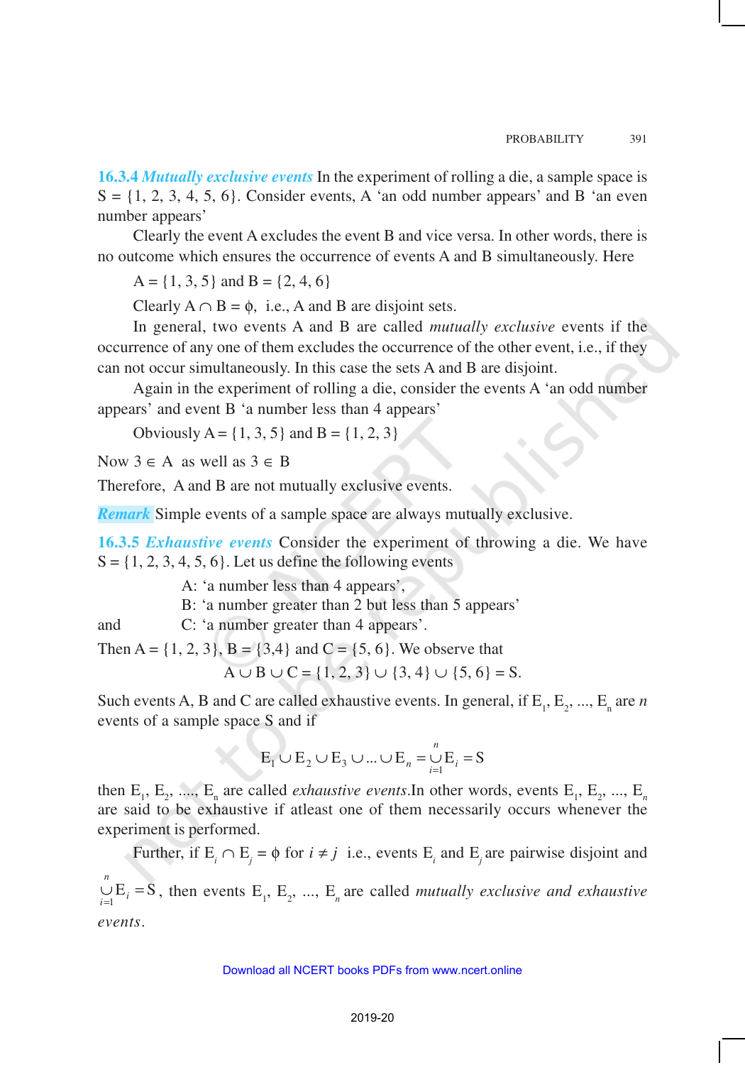**16.3.4 *Mutually exclusive events*** In the experiment of rolling a die, a sample space is S = {1, 2, 3, 4, 5, 6}. Consider events, A 'an odd number appears' and B 'an even number appears'

Clearly the event A excludes the event B and vice versa. In other words, there is no outcome which ensures the occurrence of events A and B simultaneously. Here

A = {1, 3, 5} and B = {2, 4, 6}

Clearly $A \cap B = \phi$, i.e., A and B are disjoint sets.

In general, two events A and B are called *mutually exclusive* events if the occurrence of any one of them excludes the occurrence of the other event, i.e., if they can not occur simultaneously. In this case the sets A and B are disjoint.

Again in the experiment of rolling a die, consider the events A 'an odd number appears' and event B 'a number less than 4 appears'

Obviously A = {1, 3, 5} and B = {1, 2, 3}

Now $3 \in A$ as well as $3 \in B$

Therefore, A and B are not mutually exclusive events.

***Remark*** Simple events of a sample space are always mutually exclusive.

**16.3.5 *Exhaustive events*** Consider the experiment of throwing a die. We have S = {1, 2, 3, 4, 5, 6}. Let us define the following events

A: 'a number less than 4 appears',
B: 'a number greater than 2 but less than 5 appears'
and C: 'a number greater than 4 appears'.

Then A = {1, 2, 3}, B = {3,4} and C = {5, 6}. We observe that

$$A \cup B \cup C = \{1, 2, 3\} \cup \{3, 4\} \cup \{5, 6\} = S.$$

Such events A, B and C are called exhaustive events. In general, if $E_1, E_2, ..., E_n$ are $n$ events of a sample space S and if

$$E_1 \cup E_2 \cup E_3 \cup ... \cup E_n = \bigcup_{i=1}^{n} E_i = S$$

then $E_1, E_2, ...., E_n$ are called *exhaustive events*. In other words, events $E_1, E_2, ..., E_n$ are said to be exhaustive if atleast one of them necessarily occurs whenever the experiment is performed.

Further, if $E_i \cap E_j = \phi$ for $i \neq j$ i.e., events $E_i$ and $E_j$ are pairwise disjoint and $\bigcup_{i=1}^{n} E_i = S$, then events $E_1, E_2, ..., E_n$ are called *mutually exclusive and exhaustive events*.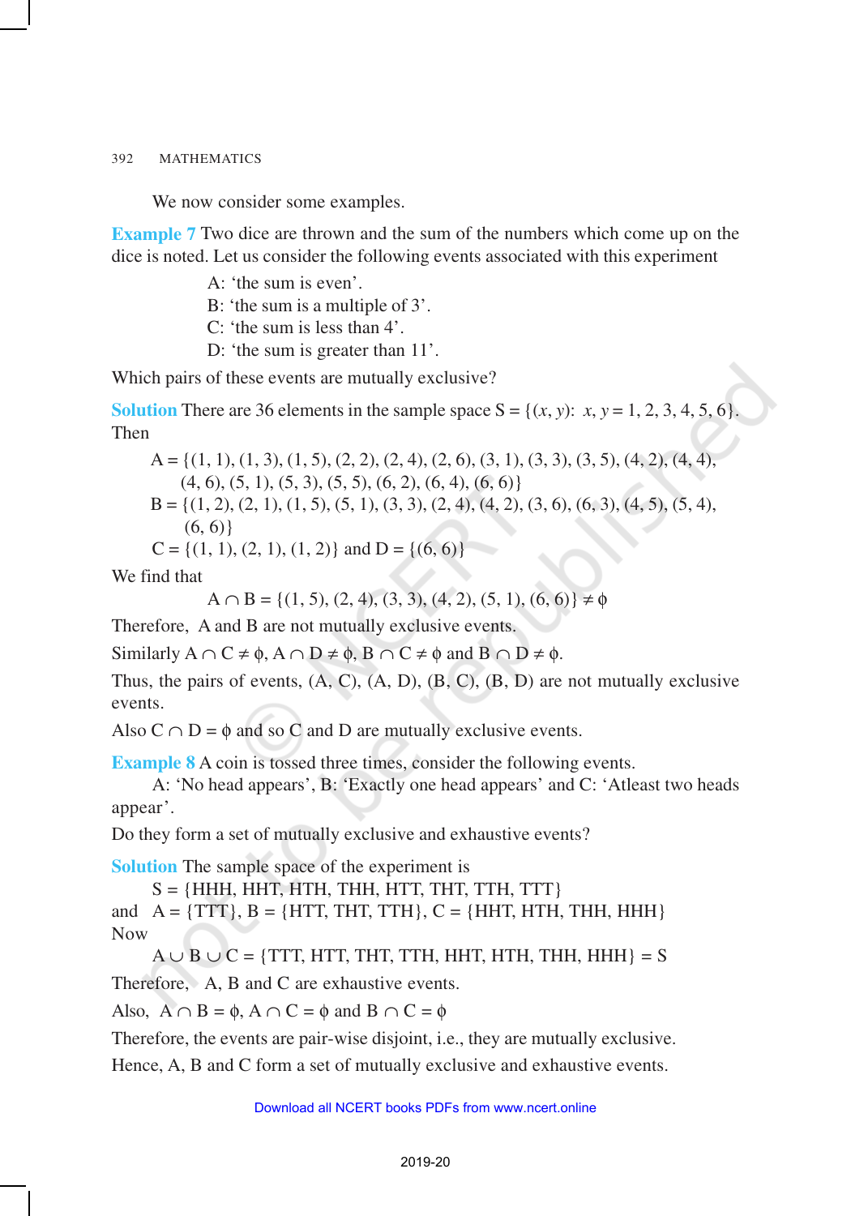We now consider some examples.

**Example 7** Two dice are thrown and the sum of the numbers which come up on the dice is noted. Let us consider the following events associated with this experiment

A: 'the sum is even'.
B: 'the sum is a multiple of 3'.
C: 'the sum is less than 4'.
D: 'the sum is greater than 11'.

Which pairs of these events are mutually exclusive?

**Solution** There are 36 elements in the sample space $S = \{(x, y): x, y = 1, 2, 3, 4, 5, 6\}$. Then

$$A = \{(1, 1), (1, 3), (1, 5), (2, 2), (2, 4), (2, 6), (3, 1), (3, 3), (3, 5), (4, 2), (4, 4), (4, 6), (5, 1), (5, 3), (5, 5), (6, 2), (6, 4), (6, 6)\}$$

$$B = \{(1, 2), (2, 1), (1, 5), (5, 1), (3, 3), (2, 4), (4, 2), (3, 6), (6, 3), (4, 5), (5, 4), (6, 6)\}$$

$$C = \{(1, 1), (2, 1), (1, 2)\} \text{ and } D = \{(6, 6)\}$$

We find that

$$A \cap B = \{(1, 5), (2, 4), (3, 3), (4, 2), (5, 1), (6, 6)\} \neq \phi$$

Therefore, A and B are not mutually exclusive events.

Similarly $A \cap C \neq \phi$, $A \cap D \neq \phi$, $B \cap C \neq \phi$ and $B \cap D \neq \phi$.

Thus, the pairs of events, (A, C), (A, D), (B, C), (B, D) are not mutually exclusive events.

Also $C \cap D = \phi$ and so C and D are mutually exclusive events.

**Example 8** A coin is tossed three times, consider the following events.

A: 'No head appears', B: 'Exactly one head appears' and C: 'Atleast two heads appear'.

Do they form a set of mutually exclusive and exhaustive events?

**Solution** The sample space of the experiment is

S = {HHH, HHT, HTH, THH, HTT, THT, TTH, TTT}

and A = {TTT}, B = {HTT, THT, TTH}, C = {HHT, HTH, THH, HHH}

Now

$A \cup B \cup C$ = {TTT, HTT, THT, TTH, HHT, HTH, THH, HHH} = S

Therefore, A, B and C are exhaustive events.

Also, $A \cap B = \phi$, $A \cap C = \phi$ and $B \cap C = \phi$

Therefore, the events are pair-wise disjoint, i.e., they are mutually exclusive.

Hence, A, B and C form a set of mutually exclusive and exhaustive events.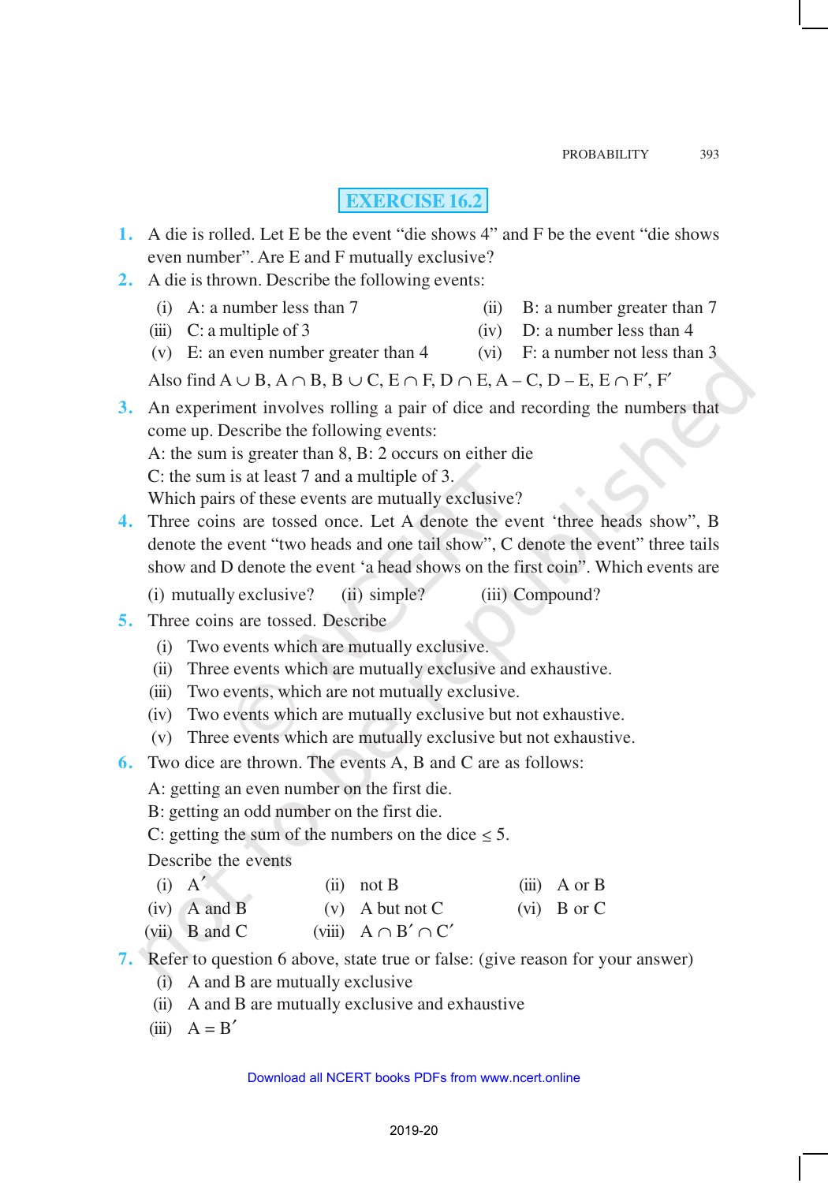## EXERCISE 16.2

1. A die is rolled. Let E be the event "die shows 4" and F be the event "die shows even number". Are E and F mutually exclusive?

2. A die is thrown. Describe the following events:

   (i) A: a number less than 7 (ii) B: a number greater than 7
   (iii) C: a multiple of 3 (iv) D: a number less than 4
   (v) E: an even number greater than 4 (vi) F: a number not less than 3

   Also find $A \cup B$, $A \cap B$, $B \cup C$, $E \cap F$, $D \cap E$, $A - C$, $D - E$, $E \cap F'$, $F'$

3. An experiment involves rolling a pair of dice and recording the numbers that come up. Describe the following events:

   A: the sum is greater than 8, B: 2 occurs on either die
   C: the sum is at least 7 and a multiple of 3.
   Which pairs of these events are mutually exclusive?

4. Three coins are tossed once. Let A denote the event 'three heads show", B denote the event "two heads and one tail show", C denote the event" three tails show and D denote the event 'a head shows on the first coin". Which events are

   (i) mutually exclusive? (ii) simple? (iii) Compound?

5. Three coins are tossed. Describe

   (i) Two events which are mutually exclusive.
   (ii) Three events which are mutually exclusive and exhaustive.
   (iii) Two events, which are not mutually exclusive.
   (iv) Two events which are mutually exclusive but not exhaustive.
   (v) Three events which are mutually exclusive but not exhaustive.

6. Two dice are thrown. The events A, B and C are as follows:

   A: getting an even number on the first die.
   B: getting an odd number on the first die.
   C: getting the sum of the numbers on the dice $\leq 5$.

   Describe the events

   (i) $A'$ (ii) not B (iii) A or B
   (iv) A and B (v) A but not C (vi) B or C
   (vii) B and C (viii) $A \cap B' \cap C'$

7. Refer to question 6 above, state true or false: (give reason for your answer)

   (i) A and B are mutually exclusive
   (ii) A and B are mutually exclusive and exhaustive
   (iii) $A = B'$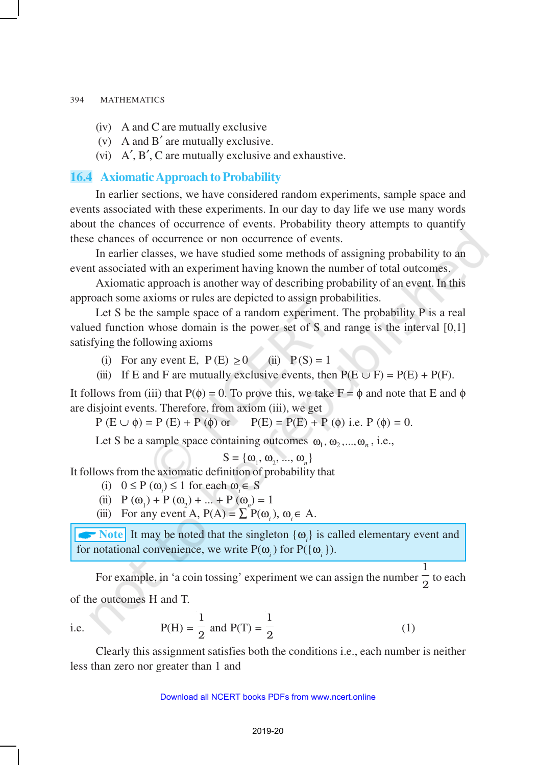(iv) A and C are mutually exclusive

(v) A and B′ are mutually exclusive.

(vi) A′, B′, C are mutually exclusive and exhaustive.

## 16.4 Axiomatic Approach to Probability

In earlier sections, we have considered random experiments, sample space and events associated with these experiments. In our day to day life we use many words about the chances of occurrence of events. Probability theory attempts to quantify these chances of occurrence or non occurrence of events.

In earlier classes, we have studied some methods of assigning probability to an event associated with an experiment having known the number of total outcomes.

Axiomatic approach is another way of describing probability of an event. In this approach some axioms or rules are depicted to assign probabilities.

Let S be the sample space of a random experiment. The probability P is a real valued function whose domain is the power set of S and range is the interval [0,1] satisfying the following axioms

(i) For any event E, $P(E) \geq 0$  (ii) $P(S) = 1$

(iii) If E and F are mutually exclusive events, then $P(E \cup F) = P(E) + P(F)$.

It follows from (iii) that $P(\phi) = 0$. To prove this, we take $F = \phi$ and note that E and $\phi$ are disjoint events. Therefore, from axiom (iii), we get

$P(E \cup \phi) = P(E) + P(\phi)$ or  $P(E) = P(E) + P(\phi)$ i.e. $P(\phi) = 0$.

Let S be a sample space containing outcomes $\omega_1, \omega_2, ..., \omega_n$, i.e.,

$$S = \{\omega_1, \omega_2, ..., \omega_n\}$$

It follows from the axiomatic definition of probability that

(i) $0 \leq P(\omega_i) \leq 1$ for each $\omega_i \in S$

(ii) $P(\omega_1) + P(\omega_2) + ... + P(\omega_n) = 1$

(iii) For any event A, $P(A) = \sum P(\omega_i)$, $\omega_i \in A$.

> **Note** It may be noted that the singleton $\{\omega_i\}$ is called elementary event and for notational convenience, we write $P(\omega_i)$ for $P(\{\omega_i\})$.

For example, in 'a coin tossing' experiment we can assign the number $\frac{1}{2}$ to each of the outcomes H and T.

i.e. $$P(H) = \frac{1}{2} \text{ and } P(T) = \frac{1}{2} \quad (1)$$

Clearly this assignment satisfies both the conditions i.e., each number is neither less than zero nor greater than 1 and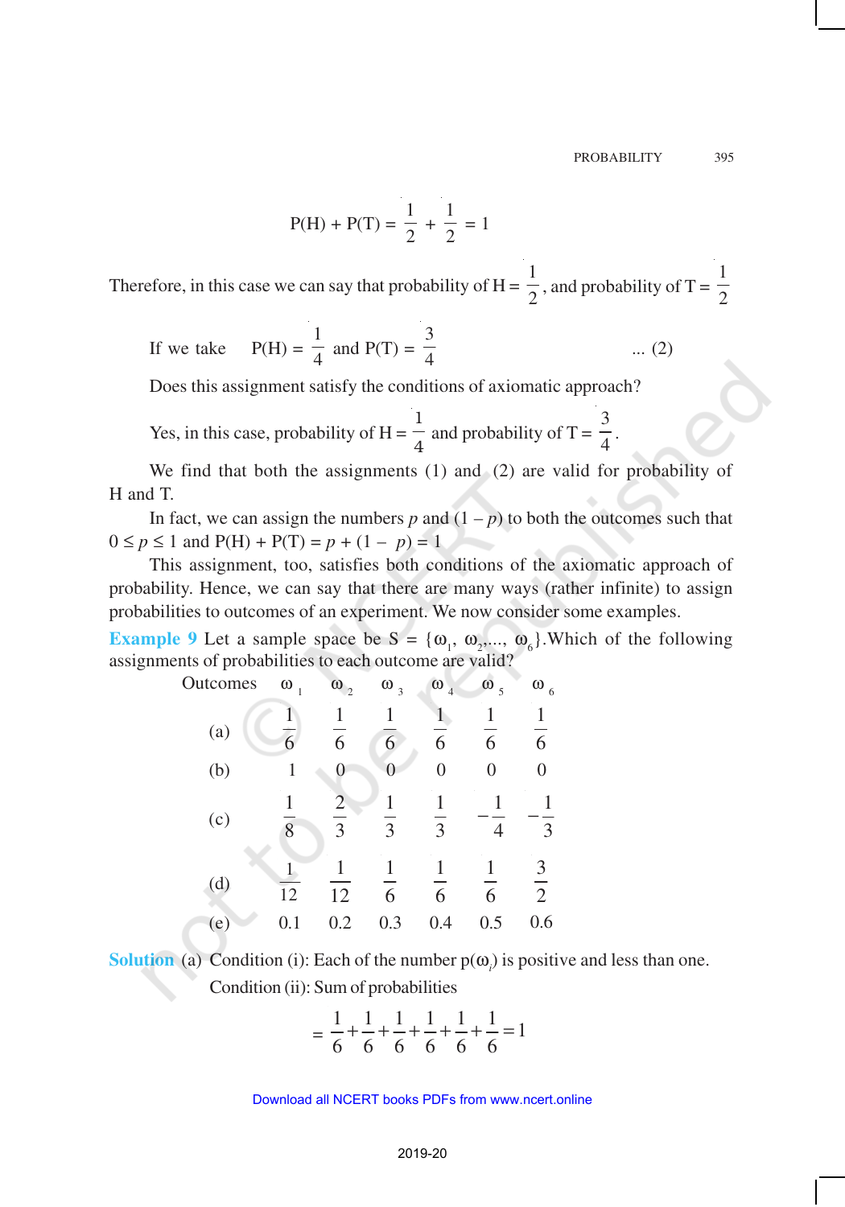$$P(H) + P(T) = \frac{1}{2} + \frac{1}{2} = 1$$

Therefore, in this case we can say that probability of H = $\frac{1}{2}$, and probability of T = $\frac{1}{2}$

If we take $P(H) = \frac{1}{4}$ and $P(T) = \frac{3}{4}$ ... (2)

Does this assignment satisfy the conditions of axiomatic approach?

Yes, in this case, probability of H = $\frac{1}{4}$ and probability of T = $\frac{3}{4}$.

We find that both the assignments (1) and (2) are valid for probability of H and T.

In fact, we can assign the numbers $p$ and $(1 - p)$ to both the outcomes such that $0 \leq p \leq 1$ and $P(H) + P(T) = p + (1 - p) = 1$

This assignment, too, satisfies both conditions of the axiomatic approach of probability. Hence, we can say that there are many ways (rather infinite) to assign probabilities to outcomes of an experiment. We now consider some examples.

**Example 9** Let a sample space be $S = \{\omega_1, \omega_2, ..., \omega_6\}$.Which of the following assignments of probabilities to each outcome are valid?

| Outcomes | $\omega_1$ | $\omega_2$ | $\omega_3$ | $\omega_4$ | $\omega_5$ | $\omega_6$ |
|---|---|---|---|---|---|---|
| (a) | $\frac{1}{6}$ | $\frac{1}{6}$ | $\frac{1}{6}$ | $\frac{1}{6}$ | $\frac{1}{6}$ | $\frac{1}{6}$ |
| (b) | 1 | 0 | 0 | 0 | 0 | 0 |
| (c) | $\frac{1}{8}$ | $\frac{2}{3}$ | $\frac{1}{3}$ | $\frac{1}{3}$ | $-\frac{1}{4}$ | $-\frac{1}{3}$ |
| (d) | $\frac{1}{12}$ | $\frac{1}{12}$ | $\frac{1}{6}$ | $\frac{1}{6}$ | $\frac{1}{6}$ | $\frac{3}{2}$ |
| (e) | 0.1 | 0.2 | 0.3 | 0.4 | 0.5 | 0.6 |

**Solution** (a) Condition (i): Each of the number $p(\omega_i)$ is positive and less than one.

Condition (ii): Sum of probabilities

$$= \frac{1}{6} + \frac{1}{6} + \frac{1}{6} + \frac{1}{6} + \frac{1}{6} + \frac{1}{6} = 1$$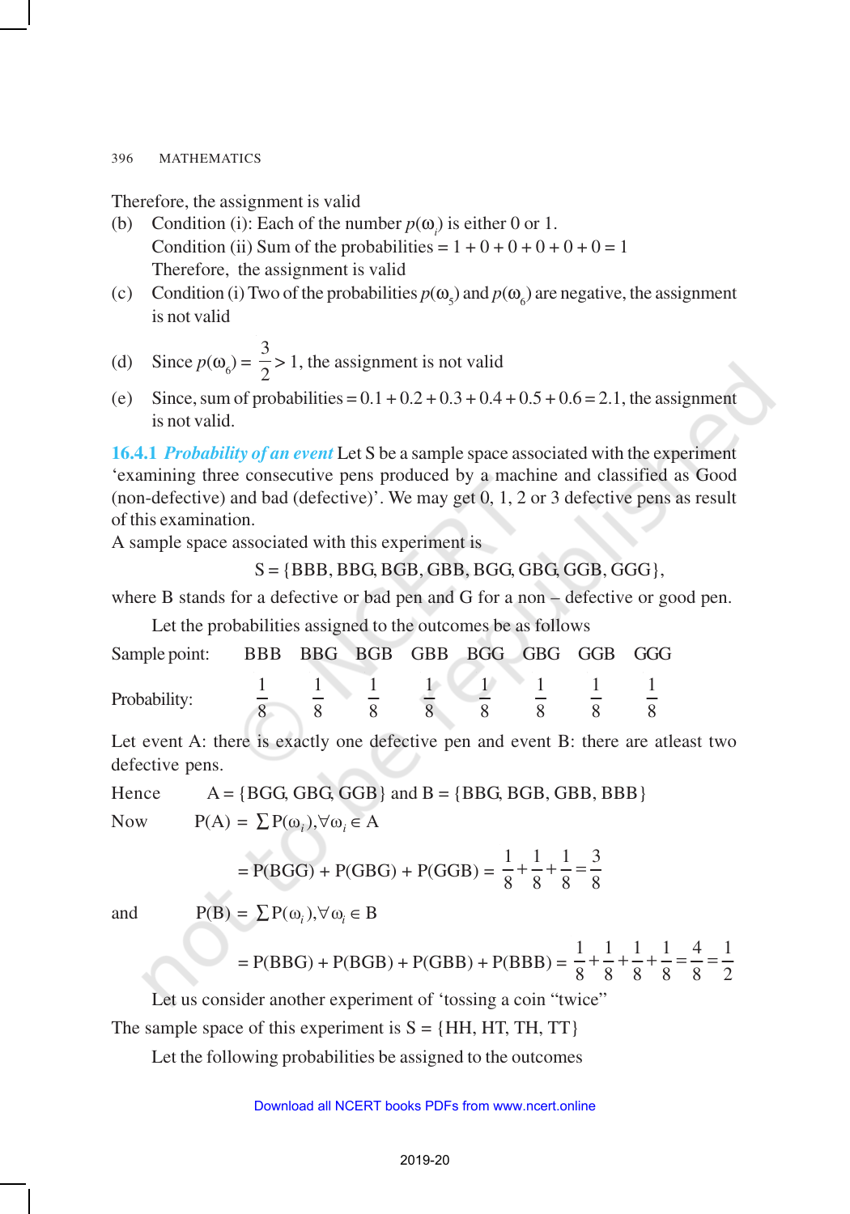Therefore, the assignment is valid

(b) Condition (i): Each of the number $p(\omega_i)$ is either 0 or 1.
Condition (ii) Sum of the probabilities = 1 + 0 + 0 + 0 + 0 + 0 = 1
Therefore, the assignment is valid

(c) Condition (i) Two of the probabilities $p(\omega_5)$ and $p(\omega_6)$ are negative, the assignment is not valid

(d) Since $p(\omega_6) = \frac{3}{2} > 1$, the assignment is not valid

(e) Since, sum of probabilities = 0.1 + 0.2 + 0.3 + 0.4 + 0.5 + 0.6 = 2.1, the assignment is not valid.

**16.4.1** ***Probability of an event*** Let S be a sample space associated with the experiment 'examining three consecutive pens produced by a machine and classified as Good (non-defective) and bad (defective)'. We may get 0, 1, 2 or 3 defective pens as result of this examination.

A sample space associated with this experiment is

$$S = \{BBB, BBG, BGB, GBB, BGG, GBG, GGB, GGG\},$$

where B stands for a defective or bad pen and G for a non – defective or good pen.

Let the probabilities assigned to the outcomes be as follows

| Sample point: | BBB | BBG | BGB | GBB | BGG | GBG | GGB | GGG |
|---|---|---|---|---|---|---|---|---|
| Probability: | $\frac{1}{8}$ | $\frac{1}{8}$ | $\frac{1}{8}$ | $\frac{1}{8}$ | $\frac{1}{8}$ | $\frac{1}{8}$ | $\frac{1}{8}$ | $\frac{1}{8}$ |

Let event A: there is exactly one defective pen and event B: there are atleast two defective pens.

Hence A = {BGG, GBG, GGB} and B = {BBG, BGB, GBB, BBB}

Now $P(A) = \sum P(\omega_i), \forall \omega_i \in A$

$$= P(BGG) + P(GBG) + P(GGB) = \frac{1}{8} + \frac{1}{8} + \frac{1}{8} = \frac{3}{8}$$

and $P(B) = \sum P(\omega_i), \forall \omega_i \in B$

$$= P(BBG) + P(BGB) + P(GBB) + P(BBB) = \frac{1}{8} + \frac{1}{8} + \frac{1}{8} + \frac{1}{8} = \frac{4}{8} = \frac{1}{2}$$

Let us consider another experiment of 'tossing a coin "twice"

The sample space of this experiment is S = {HH, HT, TH, TT}

Let the following probabilities be assigned to the outcomes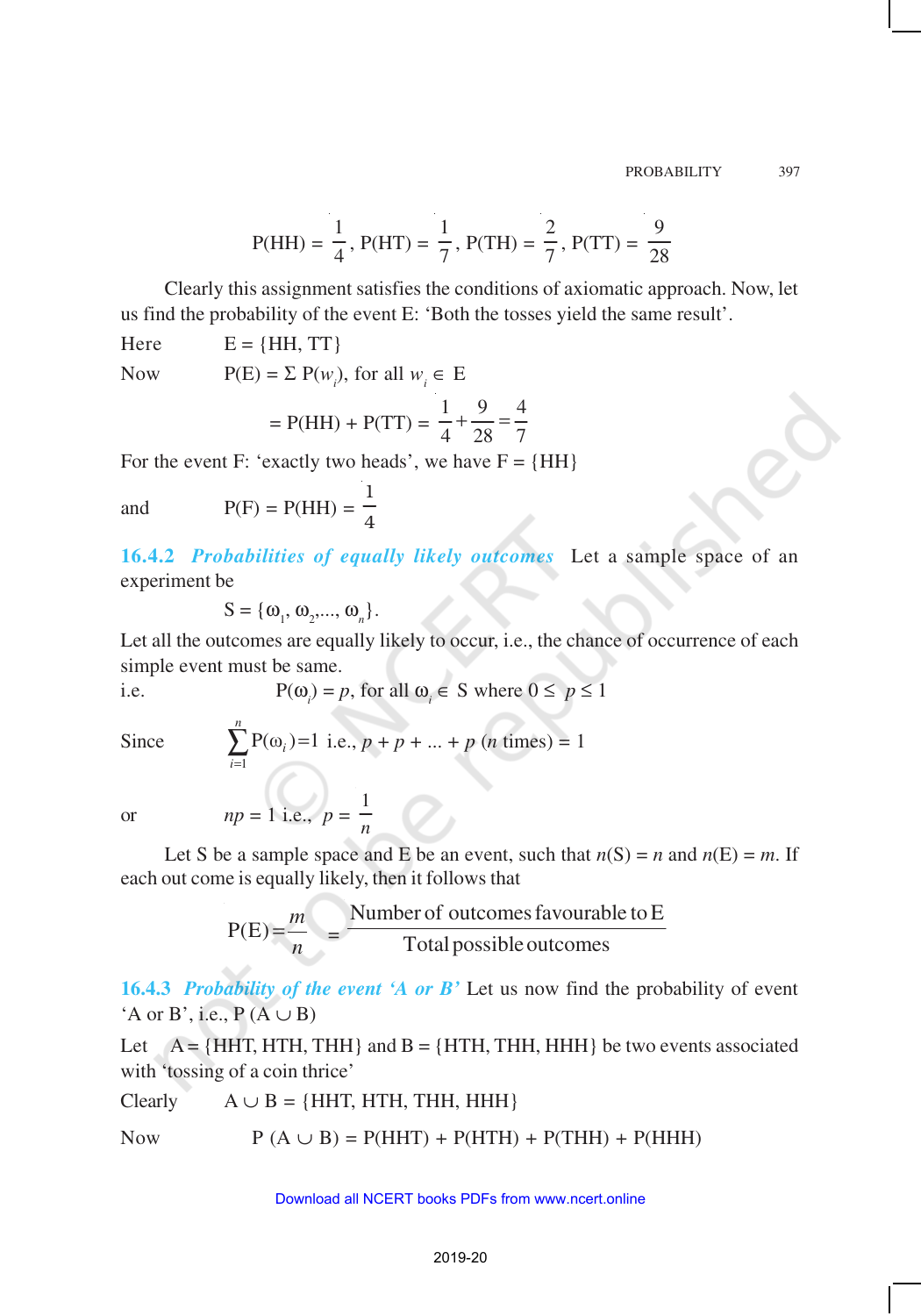$$P(HH) = \frac{1}{4}, \; P(HT) = \frac{1}{7}, \; P(TH) = \frac{2}{7}, \; P(TT) = \frac{9}{28}$$

Clearly this assignment satisfies the conditions of axiomatic approach. Now, let us find the probability of the event E: 'Both the tosses yield the same result'.

Here $\quad E = \{HH, TT\}$

Now $\quad P(E) = \Sigma \, P(w_i)$, for all $w_i \in E$

$$= P(HH) + P(TT) = \frac{1}{4} + \frac{9}{28} = \frac{4}{7}$$

For the event F: 'exactly two heads', we have F = {HH}

and $\quad P(F) = P(HH) = \frac{1}{4}$

### 16.4.2 *Probabilities of equally likely outcomes*

Let a sample space of an experiment be

$$S = \{\omega_1, \omega_2, ..., \omega_n\}.$$

Let all the outcomes are equally likely to occur, i.e., the chance of occurrence of each simple event must be same.

i.e. $\quad P(\omega_i) = p$, for all $\omega_i \in S$ where $0 \leq p \leq 1$

Since $\quad \sum_{i=1}^{n} P(\omega_i) = 1$ i.e., $p + p + ... + p$ ($n$ times) = 1

or $\quad np = 1$ i.e., $p = \frac{1}{n}$

Let S be a sample space and E be an event, such that $n(S) = n$ and $n(E) = m$. If each out come is equally likely, then it follows that

$$P(E) = \frac{m}{n} = \frac{\text{Number of outcomes favourable to E}}{\text{Total possible outcomes}}$$

### 16.4.3 *Probability of the event 'A or B'*

Let us now find the probability of event 'A or B', i.e., $P(A \cup B)$

Let $\quad A = \{HHT, HTH, THH\}$ and $B = \{HTH, THH, HHH\}$ be two events associated with 'tossing of a coin thrice'

Clearly $\quad A \cup B = \{HHT, HTH, THH, HHH\}$

Now $\quad P(A \cup B) = P(HHT) + P(HTH) + P(THH) + P(HHH)$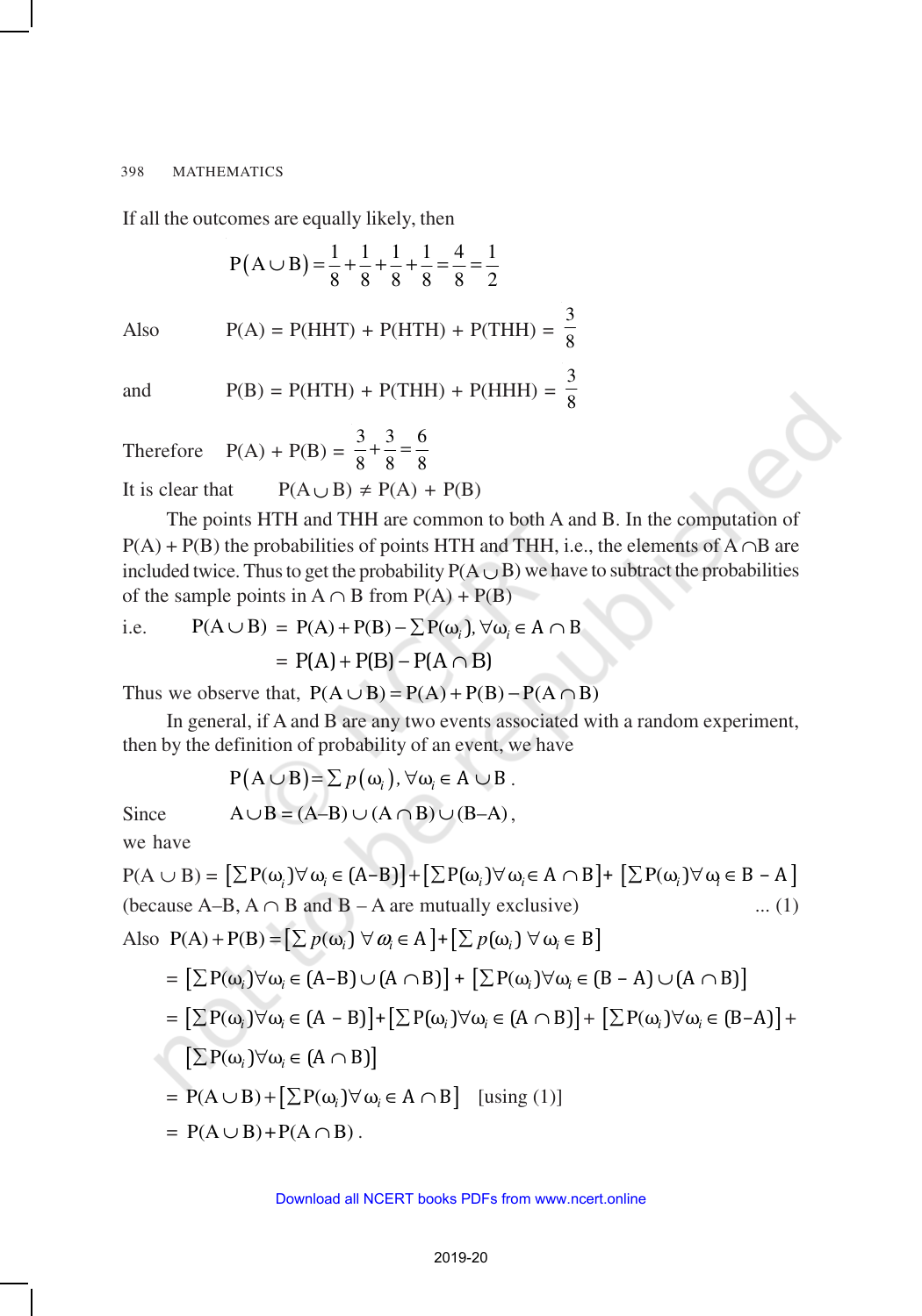If all the outcomes are equally likely, then

$$P(A \cup B) = \frac{1}{8} + \frac{1}{8} + \frac{1}{8} + \frac{1}{8} = \frac{4}{8} = \frac{1}{2}$$

Also $\qquad P(A) = P(HHT) + P(HTH) + P(THH) = \frac{3}{8}$

and $\qquad P(B) = P(HTH) + P(THH) + P(HHH) = \frac{3}{8}$

Therefore $\quad P(A) + P(B) = \frac{3}{8} + \frac{3}{8} = \frac{6}{8}$

It is clear that $\quad P(A \cup B) \neq P(A) + P(B)$

The points HTH and THH are common to both A and B. In the computation of P(A) + P(B) the probabilities of points HTH and THH, i.e., the elements of $A \cap B$ are included twice. Thus to get the probability $P(A \cup B)$ we have to subtract the probabilities of the sample points in $A \cap B$ from P(A) + P(B)

i.e. $\qquad P(A \cup B) = P(A) + P(B) - \sum P(\omega_i), \forall \omega_i \in A \cap B$

$$= P(A) + P(B) - P(A \cap B)$$

Thus we observe that, $P(A \cup B) = P(A) + P(B) - P(A \cap B)$

In general, if A and B are any two events associated with a random experiment, then by the definition of probability of an event, we have

$$P(A \cup B) = \sum p(\omega_i), \forall \omega_i \in A \cup B.$$

Since $\qquad A \cup B = (A-B) \cup (A \cap B) \cup (B-A)$,

we have

$P(A \cup B) = \left[\sum P(\omega_i) \forall \omega_i \in (A-B)\right] + \left[\sum P(\omega_i) \forall \omega_i \in A \cap B\right] + \left[\sum P(\omega_i) \forall \omega_i \in B - A\right]$

(because A–B, $A \cap B$ and B – A are mutually exclusive) $\qquad$ ... (1)

Also $\; P(A) + P(B) = \left[\sum p(\omega_i) \; \forall \omega_i \in A\right] + \left[\sum p(\omega_i) \; \forall \omega_i \in B\right]$

$= \left[\sum P(\omega_i) \forall \omega_i \in (A-B) \cup (A \cap B)\right] + \left[\sum P(\omega_i) \forall \omega_i \in (B-A) \cup (A \cap B)\right]$

$= \left[\sum P(\omega_i) \forall \omega_i \in (A-B)\right] + \left[\sum P(\omega_i) \forall \omega_i \in (A \cap B)\right] + \left[\sum P(\omega_i) \forall \omega_i \in (B-A)\right] + \left[\sum P(\omega_i) \forall \omega_i \in (A \cap B)\right]$

$= P(A \cup B) + \left[\sum P(\omega_i) \forall \omega_i \in A \cap B\right]$ $\quad$ [using (1)]

$= P(A \cup B) + P(A \cap B)$.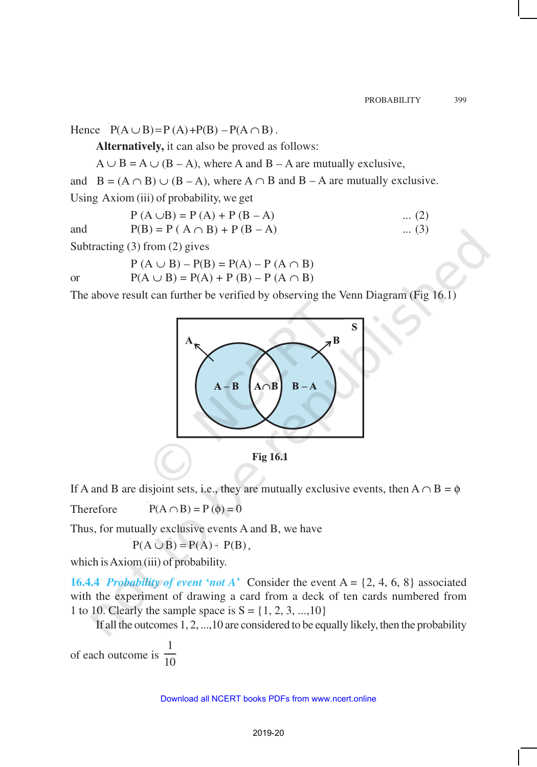Hence $P(A \cup B) = P(A) + P(B) - P(A \cap B)$.

**Alternatively,** it can also be proved as follows:

$A \cup B = A \cup (B - A)$, where A and B – A are mutually exclusive,

and $B = (A \cap B) \cup (B - A)$, where $A \cap B$ and B – A are mutually exclusive.

Using Axiom (iii) of probability, we get

$$P(A \cup B) = P(A) + P(B - A) \quad \text{... (2)}$$

and

$$P(B) = P(A \cap B) + P(B - A) \quad \text{... (3)}$$

Subtracting (3) from (2) gives

$$P(A \cup B) - P(B) = P(A) - P(A \cap B)$$

or

$$P(A \cup B) = P(A) + P(B) - P(A \cap B)$$

The above result can further be verified by observing the Venn Diagram (Fig 16.1)

Fig 16.1

If A and B are disjoint sets, i.e., they are mutually exclusive events, then $A \cap B = \phi$

Therefore $P(A \cap B) = P(\phi) = 0$

Thus, for mutually exclusive events A and B, we have

$$P(A \cup B) = P(A) + P(B),$$

which is Axiom (iii) of probability.

**16.4.4** ***Probability of event 'not A'*** Consider the event A = {2, 4, 6, 8} associated with the experiment of drawing a card from a deck of ten cards numbered from 1 to 10. Clearly the sample space is S = {1, 2, 3, ...,10}

If all the outcomes 1, 2, ...,10 are considered to be equally likely, then the probability of each outcome is $\frac{1}{10}$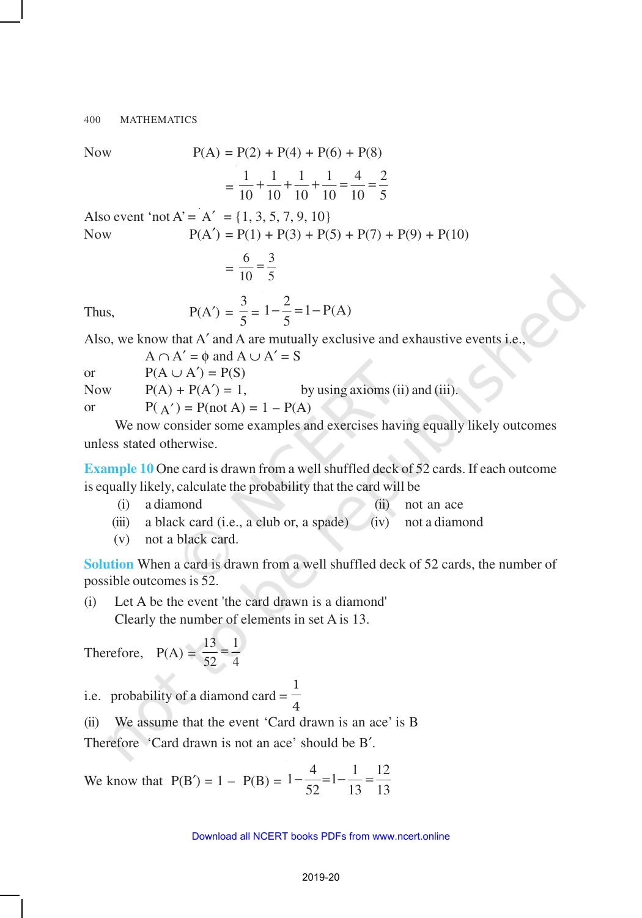Now $\quad P(A) = P(2) + P(4) + P(6) + P(8)$

$$= \frac{1}{10} + \frac{1}{10} + \frac{1}{10} + \frac{1}{10} = \frac{4}{10} = \frac{2}{5}$$

Also event 'not A' = $A' = \{1, 3, 5, 7, 9, 10\}$

Now $\quad P(A') = P(1) + P(3) + P(5) + P(7) + P(9) + P(10)$

$$= \frac{6}{10} = \frac{3}{5}$$

Thus, $\quad P(A') = \frac{3}{5} = 1 - \frac{2}{5} = 1 - P(A)$

Also, we know that $A'$ and A are mutually exclusive and exhaustive events i.e.,

$A \cap A' = \phi$ and $A \cup A' = S$

or $\quad P(A \cup A') = P(S)$

Now $\quad P(A) + P(A') = 1$, $\quad$ by using axioms (ii) and (iii).

or $\quad P(A') = P(\text{not } A) = 1 - P(A)$

We now consider some examples and exercises having equally likely outcomes unless stated otherwise.

**Example 10** One card is drawn from a well shuffled deck of 52 cards. If each outcome is equally likely, calculate the probability that the card will be

(i) a diamond
(ii) not an ace
(iii) a black card (i.e., a club or, a spade)
(iv) not a diamond
(v) not a black card.

**Solution** When a card is drawn from a well shuffled deck of 52 cards, the number of possible outcomes is 52.

(i) Let A be the event 'the card drawn is a diamond'
Clearly the number of elements in set A is 13.

Therefore, $\quad P(A) = \frac{13}{52} = \frac{1}{4}$

i.e. probability of a diamond card $= \frac{1}{4}$

(ii) We assume that the event 'Card drawn is an ace' is B

Therefore 'Card drawn is not an ace' should be $B'$.

We know that $P(B') = 1 - P(B) = 1 - \frac{4}{52} = 1 - \frac{1}{13} = \frac{12}{13}$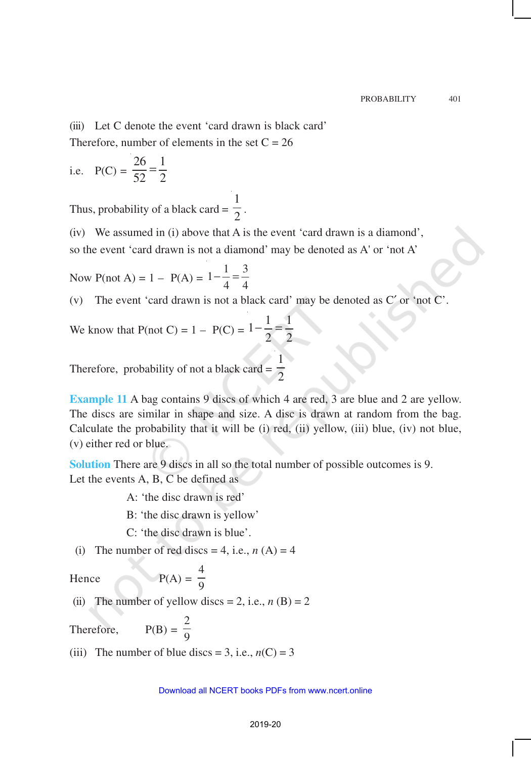(iii) Let C denote the event 'card drawn is black card'

Therefore, number of elements in the set C = 26

i.e. $P(C) = \frac{26}{52} = \frac{1}{2}$

Thus, probability of a black card = $\frac{1}{2}$.

(iv) We assumed in (i) above that A is the event 'card drawn is a diamond', so the event 'card drawn is not a diamond' may be denoted as A' or 'not A'

Now $P(\text{not } A) = 1 - P(A) = 1 - \frac{1}{4} = \frac{3}{4}$

(v) The event 'card drawn is not a black card' may be denoted as C′ or 'not C'.

We know that $P(\text{not } C) = 1 - P(C) = 1 - \frac{1}{2} = \frac{1}{2}$

Therefore, probability of not a black card = $\frac{1}{2}$

**Example 11** A bag contains 9 discs of which 4 are red, 3 are blue and 2 are yellow. The discs are similar in shape and size. A disc is drawn at random from the bag. Calculate the probability that it will be (i) red, (ii) yellow, (iii) blue, (iv) not blue, (v) either red or blue.

**Solution** There are 9 discs in all so the total number of possible outcomes is 9.

Let the events A, B, C be defined as

A: 'the disc drawn is red'

B: 'the disc drawn is yellow'

C: 'the disc drawn is blue'.

(i) The number of red discs = 4, i.e., $n(A) = 4$

Hence $P(A) = \frac{4}{9}$

(ii) The number of yellow discs = 2, i.e., $n(B) = 2$

Therefore, $P(B) = \frac{2}{9}$

(iii) The number of blue discs = 3, i.e., $n(C) = 3$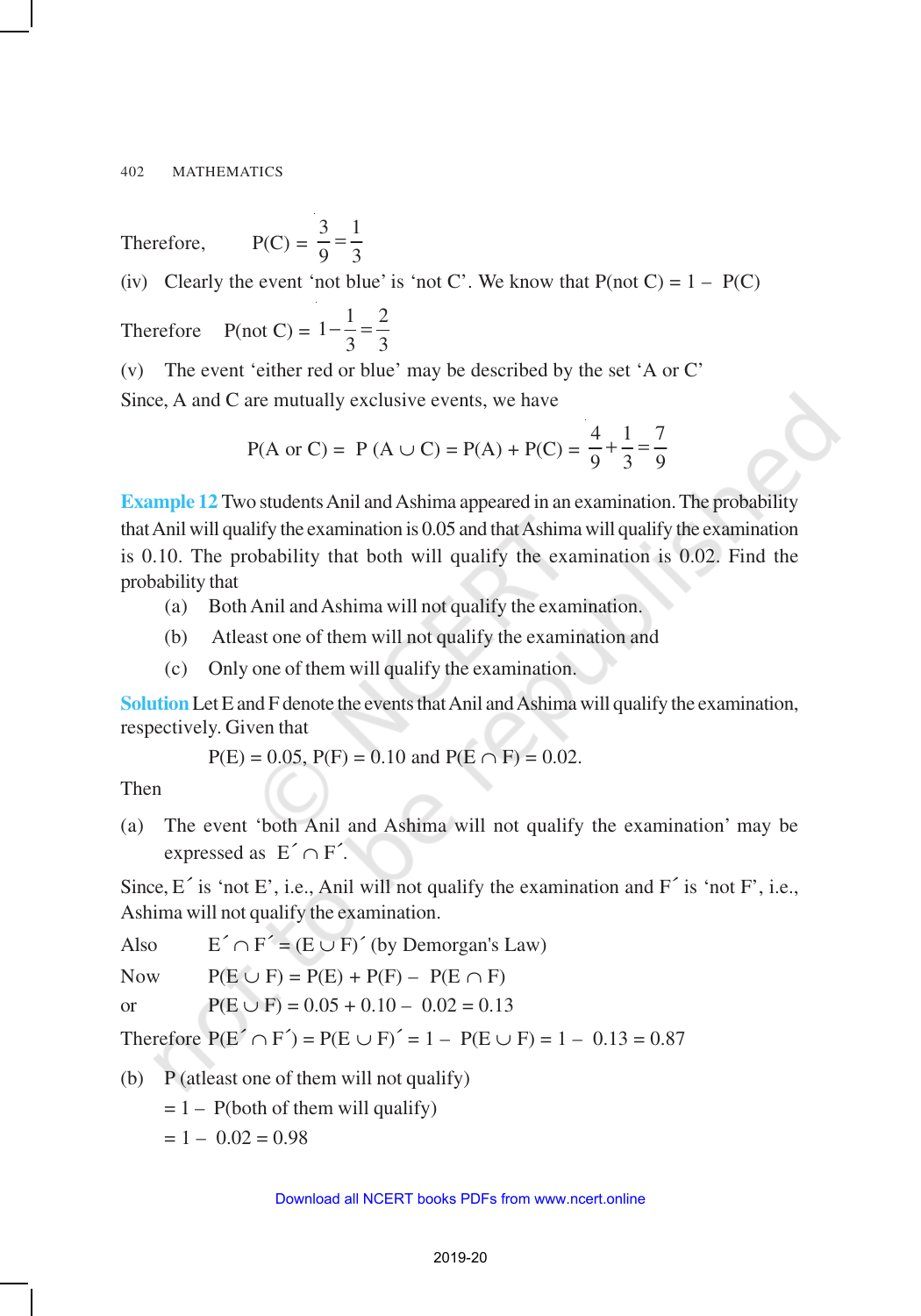Therefore, $\quad P(C) = \frac{3}{9} = \frac{1}{3}$

(iv) Clearly the event 'not blue' is 'not C'. We know that P(not C) = 1 – P(C)

Therefore $\quad P(\text{not } C) = 1 - \frac{1}{3} = \frac{2}{3}$

(v) The event 'either red or blue' may be described by the set 'A or C'

Since, A and C are mutually exclusive events, we have

$$P(A \text{ or } C) = P(A \cup C) = P(A) + P(C) = \frac{4}{9} + \frac{1}{3} = \frac{7}{9}$$

**Example 12** Two students Anil and Ashima appeared in an examination. The probability that Anil will qualify the examination is 0.05 and that Ashima will qualify the examination is 0.10. The probability that both will qualify the examination is 0.02. Find the probability that

(a) Both Anil and Ashima will not qualify the examination.

(b) Atleast one of them will not qualify the examination and

(c) Only one of them will qualify the examination.

**Solution** Let E and F denote the events that Anil and Ashima will qualify the examination, respectively. Given that

$$P(E) = 0.05,\ P(F) = 0.10 \text{ and } P(E \cap F) = 0.02.$$

Then

(a) The event 'both Anil and Ashima will not qualify the examination' may be expressed as $E' \cap F'$.

Since, $E'$ is 'not E', i.e., Anil will not qualify the examination and $F'$ is 'not F', i.e., Ashima will not qualify the examination.

Also $\quad E' \cap F' = (E \cup F)'$ (by Demorgan's Law)

Now $\quad P(E \cup F) = P(E) + P(F) - P(E \cap F)$

or $\quad P(E \cup F) = 0.05 + 0.10 - 0.02 = 0.13$

Therefore $P(E' \cap F') = P(E \cup F)' = 1 - P(E \cup F) = 1 - 0.13 = 0.87$

(b) P (atleast one of them will not qualify)

= 1 – P(both of them will qualify)

= 1 – 0.02 = 0.98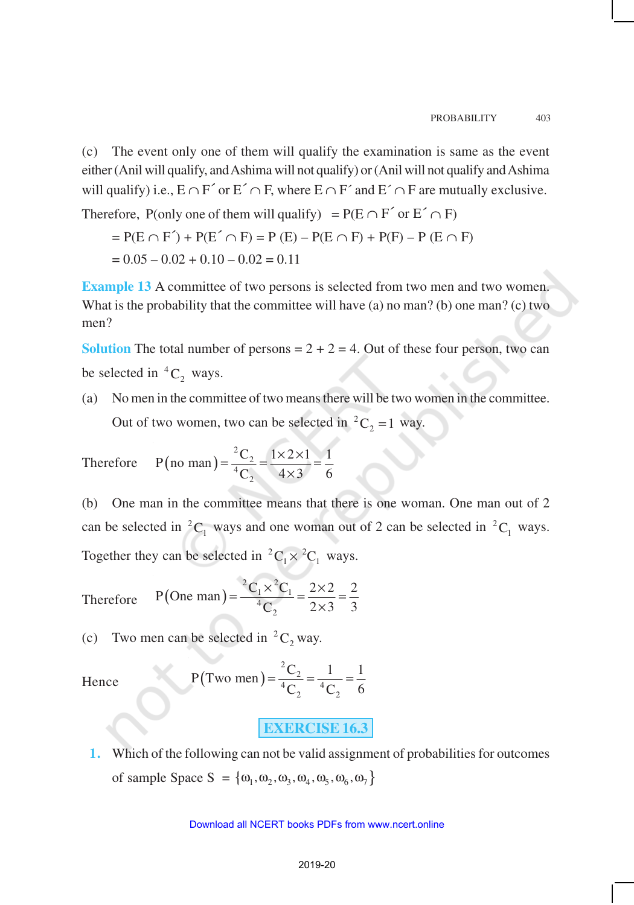(c) The event only one of them will qualify the examination is same as the event either (Anil will qualify, and Ashima will not qualify) or (Anil will not qualify and Ashima will qualify) i.e., $E \cap F'$ or $E' \cap F$, where $E \cap F'$ and $E' \cap F$ are mutually exclusive.

Therefore, P(only one of them will qualify) $= P(E \cap F' \text{ or } E' \cap F)$

$$= P(E \cap F') + P(E' \cap F) = P(E) - P(E \cap F) + P(F) - P(E \cap F)$$

$$= 0.05 - 0.02 + 0.10 - 0.02 = 0.11$$

**Example 13** A committee of two persons is selected from two men and two women. What is the probability that the committee will have (a) no man? (b) one man? (c) two men?

**Solution** The total number of persons = 2 + 2 = 4. Out of these four person, two can be selected in ${}^4C_2$ ways.

(a) No men in the committee of two means there will be two women in the committee.

Out of two women, two can be selected in ${}^2C_2 = 1$ way.

Therefore $$P(\text{no man}) = \frac{{}^2C_2}{{}^4C_2} = \frac{1 \times 2 \times 1}{4 \times 3} = \frac{1}{6}$$

(b) One man in the committee means that there is one woman. One man out of 2 can be selected in ${}^2C_1$ ways and one woman out of 2 can be selected in ${}^2C_1$ ways. Together they can be selected in ${}^2C_1 \times {}^2C_1$ ways.

Therefore $$P(\text{One man}) = \frac{{}^2C_1 \times {}^2C_1}{{}^4C_2} = \frac{2 \times 2}{2 \times 3} = \frac{2}{3}$$

(c) Two men can be selected in ${}^2C_2$ way.

Hence $$P(\text{Two men}) = \frac{{}^2C_2}{{}^4C_2} = \frac{1}{{}^4C_2} = \frac{1}{6}$$

## EXERCISE 16.3

1. Which of the following can not be valid assignment of probabilities for outcomes of sample Space S $= \{\omega_1, \omega_2, \omega_3, \omega_4, \omega_5, \omega_6, \omega_7\}$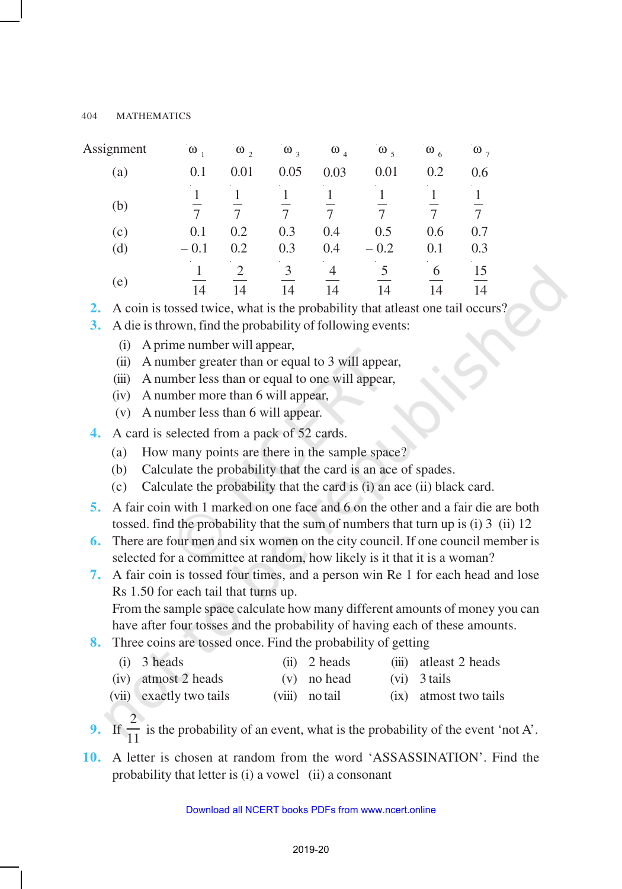| Assignment | $\omega_1$ | $\omega_2$ | $\omega_3$ | $\omega_4$ | $\omega_5$ | $\omega_6$ | $\omega_7$ |
|---|---|---|---|---|---|---|---|
| (a) | 0.1 | 0.01 | 0.05 | 0.03 | 0.01 | 0.2 | 0.6 |
| (b) | $\frac{1}{7}$ | $\frac{1}{7}$ | $\frac{1}{7}$ | $\frac{1}{7}$ | $\frac{1}{7}$ | $\frac{1}{7}$ | $\frac{1}{7}$ |
| (c) | 0.1 | 0.2 | 0.3 | 0.4 | 0.5 | 0.6 | 0.7 |
| (d) | – 0.1 | 0.2 | 0.3 | 0.4 | – 0.2 | 0.1 | 0.3 |
| (e) | $\frac{1}{14}$ | $\frac{2}{14}$ | $\frac{3}{14}$ | $\frac{4}{14}$ | $\frac{5}{14}$ | $\frac{6}{14}$ | $\frac{15}{14}$ |

**2.** A coin is tossed twice, what is the probability that atleast one tail occurs?

**3.** A die is thrown, find the probability of following events:

(i) A prime number will appear,

(ii) A number greater than or equal to 3 will appear,

(iii) A number less than or equal to one will appear,

(iv) A number more than 6 will appear,

(v) A number less than 6 will appear.

**4.** A card is selected from a pack of 52 cards.

(a) How many points are there in the sample space?

(b) Calculate the probability that the card is an ace of spades.

(c) Calculate the probability that the card is (i) an ace (ii) black card.

**5.** A fair coin with 1 marked on one face and 6 on the other and a fair die are both tossed. find the probability that the sum of numbers that turn up is (i) 3 (ii) 12

**6.** There are four men and six women on the city council. If one council member is selected for a committee at random, how likely is it that it is a woman?

**7.** A fair coin is tossed four times, and a person win Re 1 for each head and lose Rs 1.50 for each tail that turns up.

From the sample space calculate how many different amounts of money you can have after four tosses and the probability of having each of these amounts.

**8.** Three coins are tossed once. Find the probability of getting

(i) 3 heads (ii) 2 heads (iii) atleast 2 heads

(iv) atmost 2 heads (v) no head (vi) 3 tails

(vii) exactly two tails (viii) no tail (ix) atmost two tails

**9.** If $\frac{2}{11}$ is the probability of an event, what is the probability of the event 'not A'.

**10.** A letter is chosen at random from the word 'ASSASSINATION'. Find the probability that letter is (i) a vowel (ii) a consonant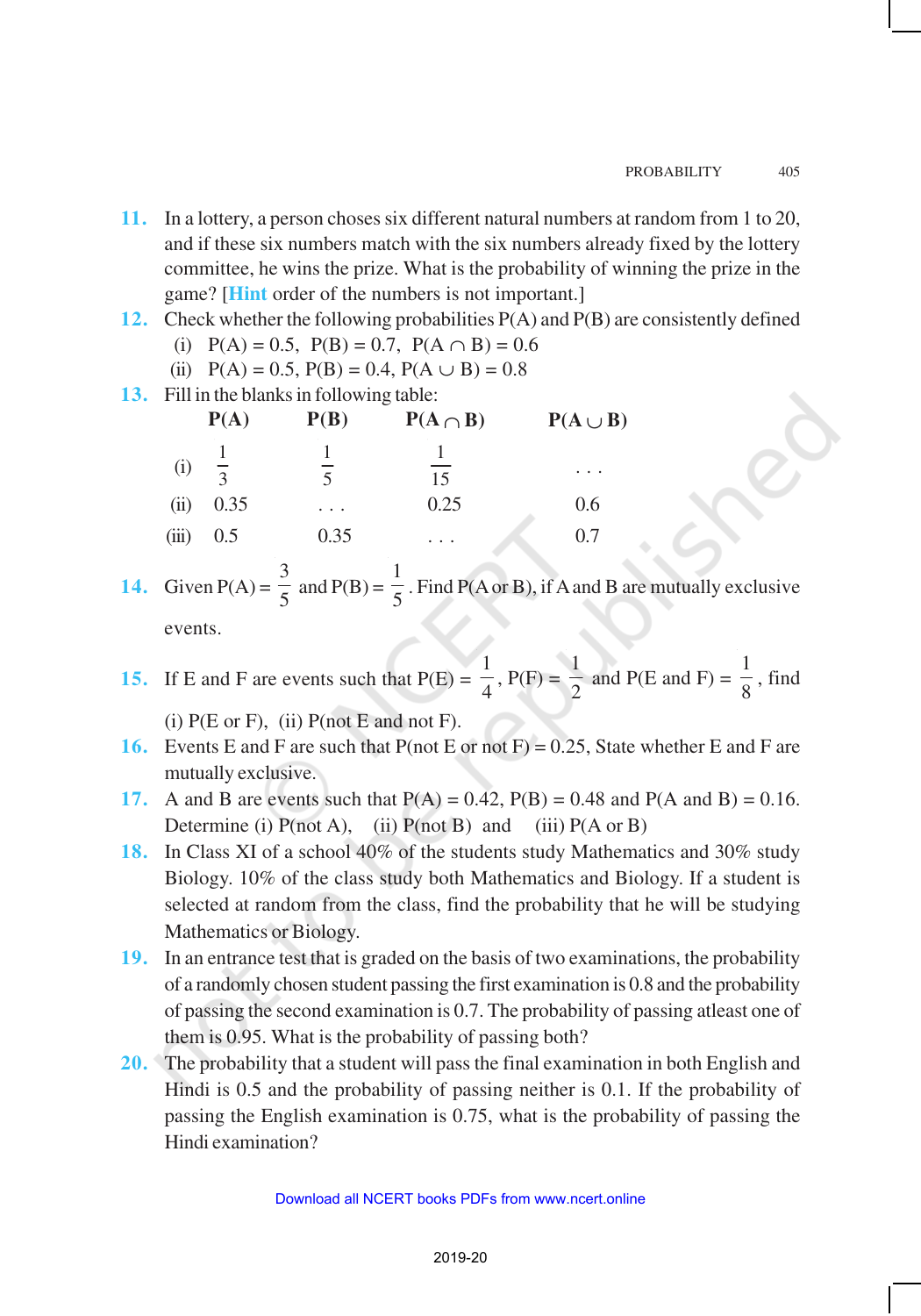**11.** In a lottery, a person choses six different natural numbers at random from 1 to 20, and if these six numbers match with the six numbers already fixed by the lottery committee, he wins the prize. What is the probability of winning the prize in the game? [**Hint** order of the numbers is not important.]

**12.** Check whether the following probabilities P(A) and P(B) are consistently defined

(i) $P(A) = 0.5, \; P(B) = 0.7, \; P(A \cap B) = 0.6$

(ii) $P(A) = 0.5, P(B) = 0.4, P(A \cup B) = 0.8$

**13.** Fill in the blanks in following table:

| | P(A) | P(B) | P(A ∩ B) | P(A ∪ B) |
|---|---|---|---|---|
| (i) | $\frac{1}{3}$ | $\frac{1}{5}$ | $\frac{1}{15}$ | . . . |
| (ii) | 0.35 | . . . | 0.25 | 0.6 |
| (iii) | 0.5 | 0.35 | . . . | 0.7 |

**14.** Given $P(A) = \frac{3}{5}$ and $P(B) = \frac{1}{5}$. Find P(A or B), if A and B are mutually exclusive events.

**15.** If E and F are events such that $P(E) = \frac{1}{4}$, $P(F) = \frac{1}{2}$ and $P(E \text{ and } F) = \frac{1}{8}$, find (i) P(E or F), (ii) P(not E and not F).

**16.** Events E and F are such that P(not E or not F) = 0.25, State whether E and F are mutually exclusive.

**17.** A and B are events such that P(A) = 0.42, P(B) = 0.48 and P(A and B) = 0.16. Determine (i) P(not A), (ii) P(not B) and (iii) P(A or B)

**18.** In Class XI of a school 40% of the students study Mathematics and 30% study Biology. 10% of the class study both Mathematics and Biology. If a student is selected at random from the class, find the probability that he will be studying Mathematics or Biology.

**19.** In an entrance test that is graded on the basis of two examinations, the probability of a randomly chosen student passing the first examination is 0.8 and the probability of passing the second examination is 0.7. The probability of passing atleast one of them is 0.95. What is the probability of passing both?

**20.** The probability that a student will pass the final examination in both English and Hindi is 0.5 and the probability of passing neither is 0.1. If the probability of passing the English examination is 0.75, what is the probability of passing the Hindi examination?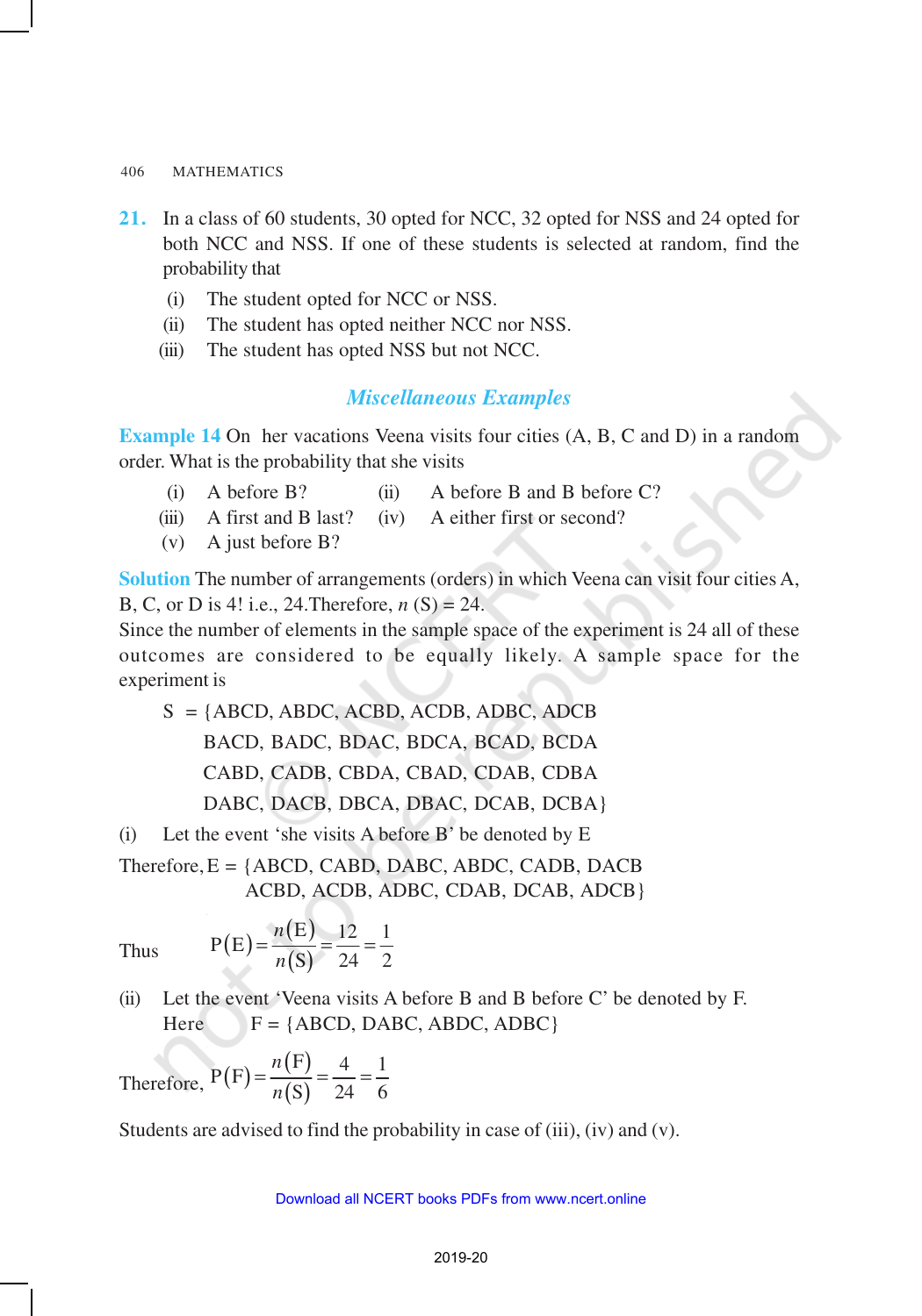**21.** In a class of 60 students, 30 opted for NCC, 32 opted for NSS and 24 opted for both NCC and NSS. If one of these students is selected at random, find the probability that

(i) The student opted for NCC or NSS.
(ii) The student has opted neither NCC nor NSS.
(iii) The student has opted NSS but not NCC.

## *Miscellaneous Examples*

**Example 14** On her vacations Veena visits four cities (A, B, C and D) in a random order. What is the probability that she visits

(i) A before B?
(ii) A before B and B before C?
(iii) A first and B last?
(iv) A either first or second?
(v) A just before B?

**Solution** The number of arrangements (orders) in which Veena can visit four cities A, B, C, or D is 4! i.e., 24.Therefore, $n$ (S) = 24.

Since the number of elements in the sample space of the experiment is 24 all of these outcomes are considered to be equally likely. A sample space for the experiment is

S = {ABCD, ABDC, ACBD, ACDB, ADBC, ADCB
BACD, BADC, BDAC, BDCA, BCAD, BCDA
CABD, CADB, CBDA, CBAD, CDAB, CDBA
DABC, DACB, DBCA, DBAC, DCAB, DCBA}

(i) Let the event 'she visits A before B' be denoted by E

Therefore, E = {ABCD, CABD, DABC, ABDC, CADB, DACB
ACBD, ACDB, ADBC, CDAB, DCAB, ADCB}

Thus $$P(E) = \frac{n(E)}{n(S)} = \frac{12}{24} = \frac{1}{2}$$

(ii) Let the event 'Veena visits A before B and B before C' be denoted by F.
Here F = {ABCD, DABC, ABDC, ADBC}

Therefore, $$P(F) = \frac{n(F)}{n(S)} = \frac{4}{24} = \frac{1}{6}$$

Students are advised to find the probability in case of (iii), (iv) and (v).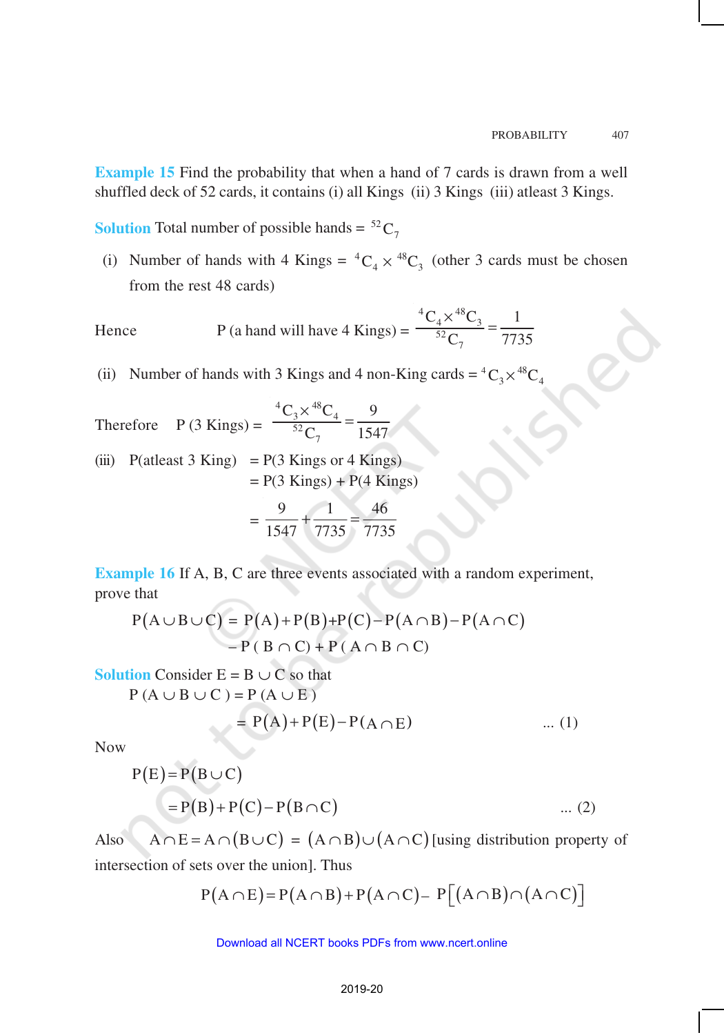**Example 15** Find the probability that when a hand of 7 cards is drawn from a well shuffled deck of 52 cards, it contains (i) all Kings (ii) 3 Kings (iii) atleast 3 Kings.

**Solution** Total number of possible hands = ${}^{52}C_7$

(i) Number of hands with 4 Kings = ${}^{4}C_4 \times {}^{48}C_3$ (other 3 cards must be chosen from the rest 48 cards)

Hence P (a hand will have 4 Kings) = $\dfrac{{}^{4}C_4 \times {}^{48}C_3}{{}^{52}C_7} = \dfrac{1}{7735}$

(ii) Number of hands with 3 Kings and 4 non-King cards = ${}^{4}C_3 \times {}^{48}C_4$

Therefore P (3 Kings) = $\dfrac{{}^{4}C_3 \times {}^{48}C_4}{{}^{52}C_7} = \dfrac{9}{1547}$

(iii) P(atleast 3 King) = P(3 Kings or 4 Kings)

= P(3 Kings) + P(4 Kings)

$$= \frac{9}{1547} + \frac{1}{7735} = \frac{46}{7735}$$

**Example 16** If A, B, C are three events associated with a random experiment, prove that

$$P(A \cup B \cup C) = P(A) + P(B) + P(C) - P(A \cap B) - P(A \cap C) - P(B \cap C) + P(A \cap B \cap C)$$

**Solution** Consider E = B ∪ C so that

$$P(A \cup B \cup C) = P(A \cup E)$$

$$= P(A) + P(E) - P(A \cap E) \quad \ldots (1)$$

Now

$$P(E) = P(B \cup C)$$

$$= P(B) + P(C) - P(B \cap C) \quad \ldots (2)$$

Also $A \cap E = A \cap (B \cup C) = (A \cap B) \cup (A \cap C)$ [using distribution property of intersection of sets over the union]. Thus

$$P(A \cap E) = P(A \cap B) + P(A \cap C) - P[(A \cap B) \cap (A \cap C)]$$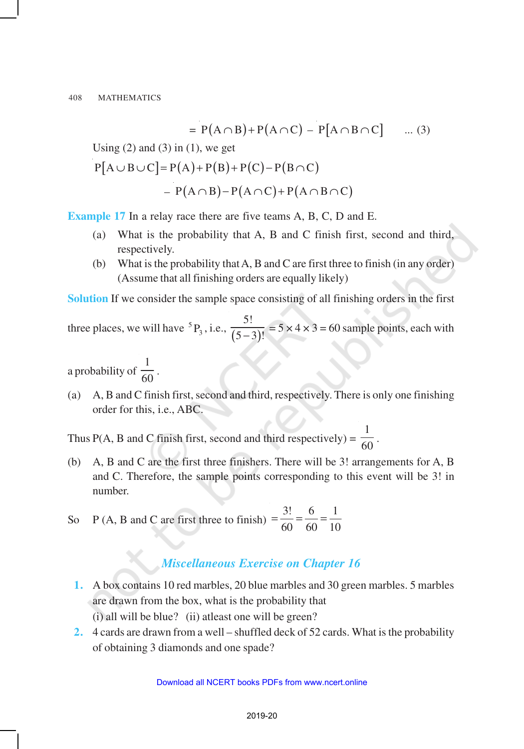$$= P(A \cap B) + P(A \cap C) - P[A \cap B \cap C] \quad \text{... (3)}$$

Using (2) and (3) in (1), we get

$$P[A \cup B \cup C] = P(A) + P(B) + P(C) - P(B \cap C)$$

$$- P(A \cap B) - P(A \cap C) + P(A \cap B \cap C)$$

**Example 17** In a relay race there are five teams A, B, C, D and E.

(a) What is the probability that A, B and C finish first, second and third, respectively.

(b) What is the probability that A, B and C are first three to finish (in any order) (Assume that all finishing orders are equally likely)

**Solution** If we consider the sample space consisting of all finishing orders in the first three places, we will have ${}^5P_3$, i.e., $\frac{5!}{(5-3)!} = 5 \times 4 \times 3 = 60$ sample points, each with a probability of $\frac{1}{60}$.

(a) A, B and C finish first, second and third, respectively. There is only one finishing order for this, i.e., ABC.

Thus P(A, B and C finish first, second and third respectively) = $\frac{1}{60}$.

(b) A, B and C are the first three finishers. There will be 3! arrangements for A, B and C. Therefore, the sample points corresponding to this event will be 3! in number.

So P (A, B and C are first three to finish) $= \frac{3!}{60} = \frac{6}{60} = \frac{1}{10}$

## *Miscellaneous Exercise on Chapter 16*

**1.** A box contains 10 red marbles, 20 blue marbles and 30 green marbles. 5 marbles are drawn from the box, what is the probability that
(i) all will be blue? (ii) atleast one will be green?

**2.** 4 cards are drawn from a well – shuffled deck of 52 cards. What is the probability of obtaining 3 diamonds and one spade?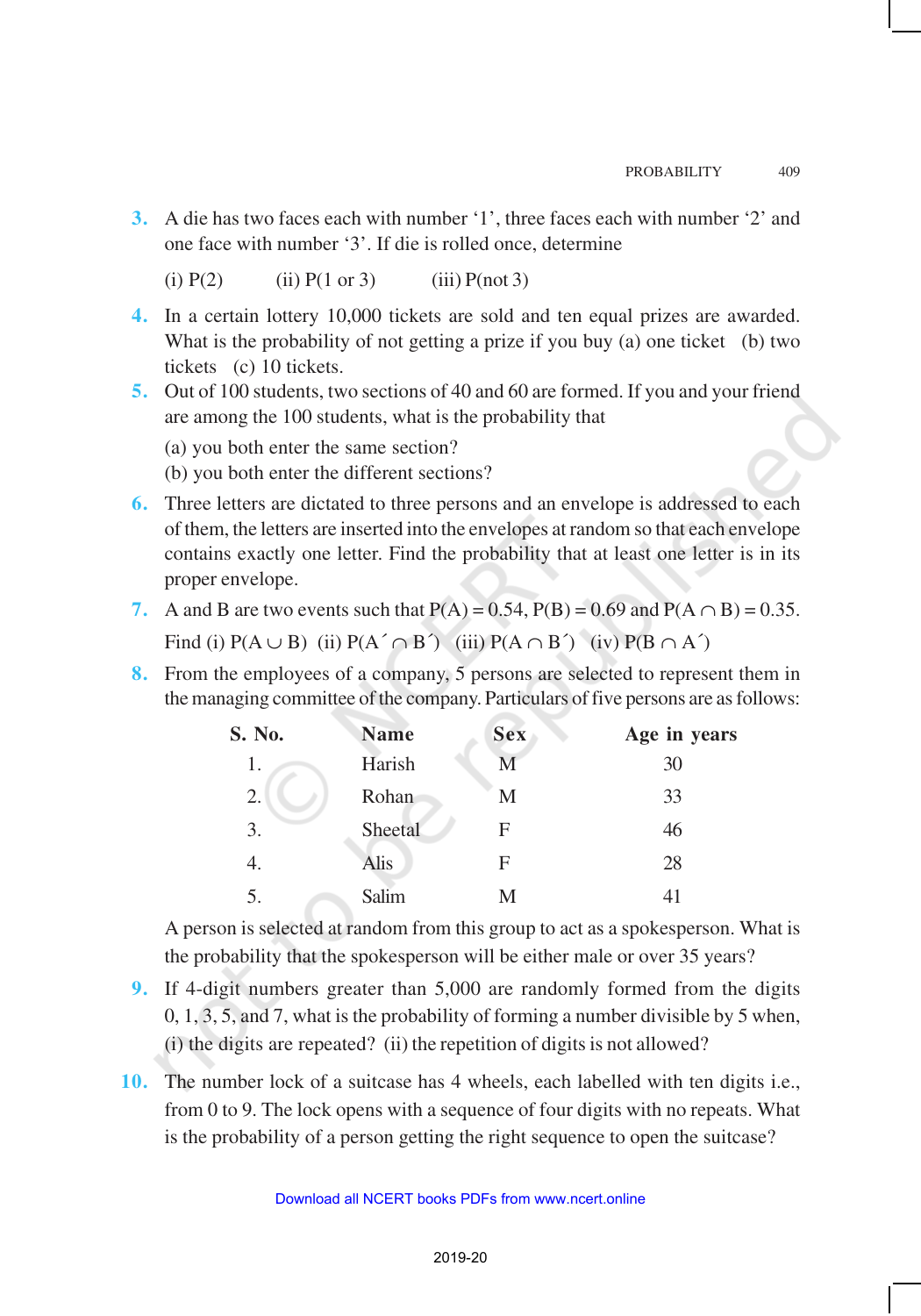**3.** A die has two faces each with number '1', three faces each with number '2' and one face with number '3'. If die is rolled once, determine

(i) P(2) (ii) P(1 or 3) (iii) P(not 3)

**4.** In a certain lottery 10,000 tickets are sold and ten equal prizes are awarded. What is the probability of not getting a prize if you buy (a) one ticket (b) two tickets (c) 10 tickets.

**5.** Out of 100 students, two sections of 40 and 60 are formed. If you and your friend are among the 100 students, what is the probability that

(a) you both enter the same section?

(b) you both enter the different sections?

**6.** Three letters are dictated to three persons and an envelope is addressed to each of them, the letters are inserted into the envelopes at random so that each envelope contains exactly one letter. Find the probability that at least one letter is in its proper envelope.

**7.** A and B are two events such that $P(A) = 0.54$, $P(B) = 0.69$ and $P(A \cap B) = 0.35$. Find (i) $P(A \cup B)$ (ii) $P(A' \cap B')$ (iii) $P(A \cap B')$ (iv) $P(B \cap A')$

**8.** From the employees of a company, 5 persons are selected to represent them in the managing committee of the company. Particulars of five persons are as follows:

| S. No. | Name | Sex | Age in years |
|---|---|---|---|
| 1. | Harish | M | 30 |
| 2. | Rohan | M | 33 |
| 3. | Sheetal | F | 46 |
| 4. | Alis | F | 28 |
| 5. | Salim | M | 41 |

A person is selected at random from this group to act as a spokesperson. What is the probability that the spokesperson will be either male or over 35 years?

**9.** If 4-digit numbers greater than 5,000 are randomly formed from the digits 0, 1, 3, 5, and 7, what is the probability of forming a number divisible by 5 when, (i) the digits are repeated? (ii) the repetition of digits is not allowed?

**10.** The number lock of a suitcase has 4 wheels, each labelled with ten digits i.e., from 0 to 9. The lock opens with a sequence of four digits with no repeats. What is the probability of a person getting the right sequence to open the suitcase?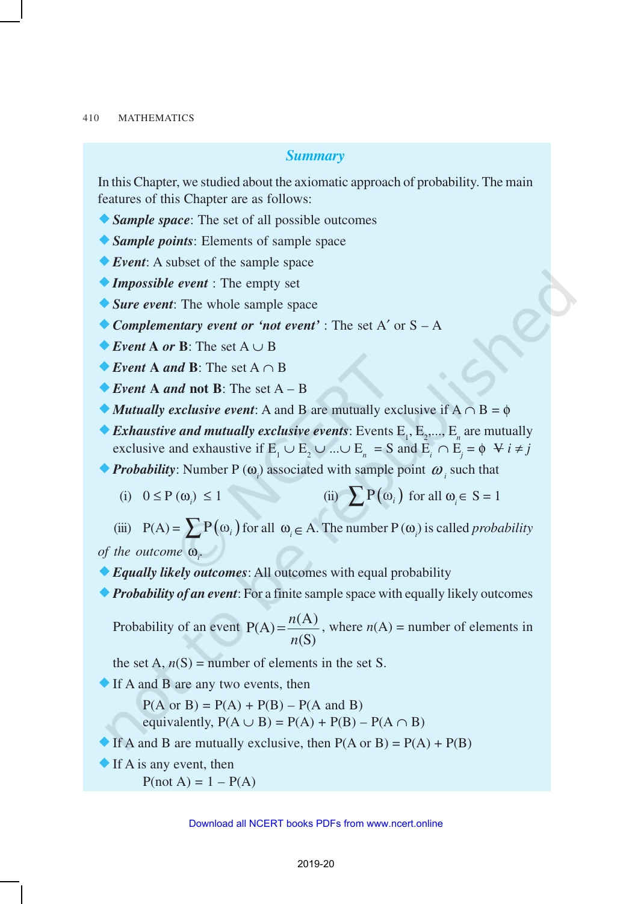## *Summary*

In this Chapter, we studied about the axiomatic approach of probability. The main features of this Chapter are as follows:

- ***Sample space***: The set of all possible outcomes
- ***Sample points***: Elements of sample space
- ***Event***: A subset of the sample space
- ***Impossible event*** : The empty set
- ***Sure event***: The whole sample space
- ***Complementary event or 'not event'*** : The set A′ or S – A
- ***Event* A *or* B**: The set $A \cup B$
- ***Event* A *and* B**: The set $A \cap B$
- ***Event* A *and* not B**: The set A – B
- ***Mutually exclusive event***: A and B are mutually exclusive if $A \cap B = \phi$
- ***Exhaustive and mutually exclusive events***: Events $E_1, E_2, ..., E_n$ are mutually exclusive and exhaustive if $E_1 \cup E_2 \cup ... \cup E_n = S$ and $E_i \cap E_j = \phi \ \forall \ i \neq j$
- ***Probability***: Number $P(\omega_i)$ associated with sample point $\omega_i$ such that

  (i) $0 \leq P(\omega_i) \leq 1$ (ii) $\sum P(\omega_i)$ for all $\omega_i \in S = 1$

  (iii) $P(A) = \sum P(\omega_i)$ for all $\omega_i \in A$. The number $P(\omega_i)$ is called *probability of the outcome* $\omega_i$.

- ***Equally likely outcomes***: All outcomes with equal probability
- ***Probability of an event***: For a finite sample space with equally likely outcomes

  Probability of an event $P(A) = \dfrac{n(A)}{n(S)}$, where $n(A)$ = number of elements in the set A, $n(S)$ = number of elements in the set S.

- If A and B are any two events, then

  P(A or B) = P(A) + P(B) – P(A and B)

  equivalently, $P(A \cup B) = P(A) + P(B) - P(A \cap B)$

- If A and B are mutually exclusive, then P(A or B) = P(A) + P(B)
- If A is any event, then

  P(not A) = 1 – P(A)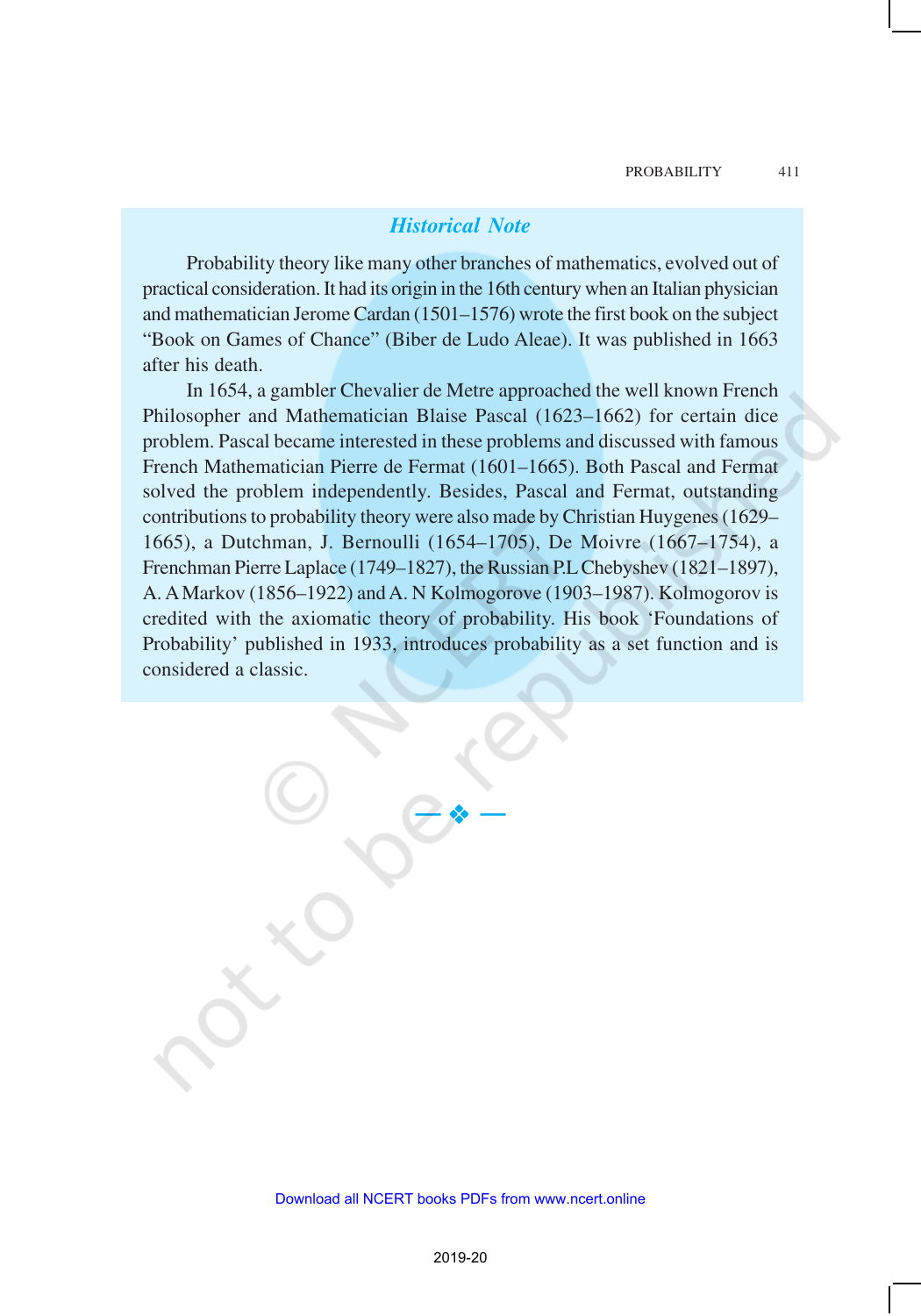## *Historical Note*

Probability theory like many other branches of mathematics, evolved out of practical consideration. It had its origin in the 16th century when an Italian physician and mathematician Jerome Cardan (1501–1576) wrote the first book on the subject "Book on Games of Chance" (Biber de Ludo Aleae). It was published in 1663 after his death.

In 1654, a gambler Chevalier de Metre approached the well known French Philosopher and Mathematician Blaise Pascal (1623–1662) for certain dice problem. Pascal became interested in these problems and discussed with famous French Mathematician Pierre de Fermat (1601–1665). Both Pascal and Fermat solved the problem independently. Besides, Pascal and Fermat, outstanding contributions to probability theory were also made by Christian Huygenes (1629–1665), a Dutchman, J. Bernoulli (1654–1705), De Moivre (1667–1754), a Frenchman Pierre Laplace (1749–1827), the Russian P.L Chebyshev (1821–1897), A. A Markov (1856–1922) and A. N Kolmogorove (1903–1987). Kolmogorov is credited with the axiomatic theory of probability. His book 'Foundations of Probability' published in 1933, introduces probability as a set function and is considered a classic.

— ❖ —